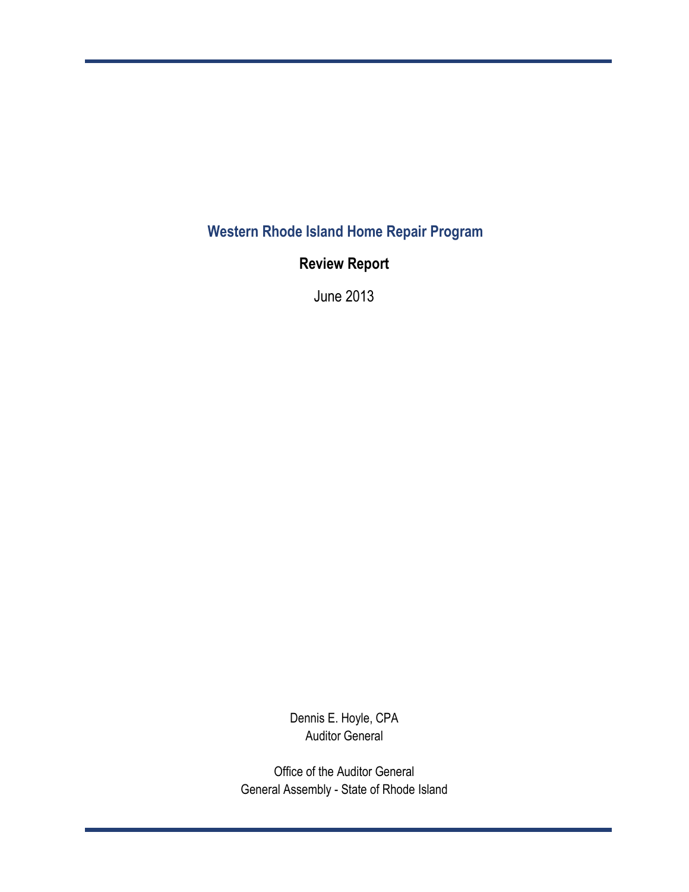# Western Rhode Island Home Repair Program

## Review Report

June 2013

Dennis E. Hoyle, CPA
Auditor General

Office of the Auditor General
General Assembly - State of Rhode Island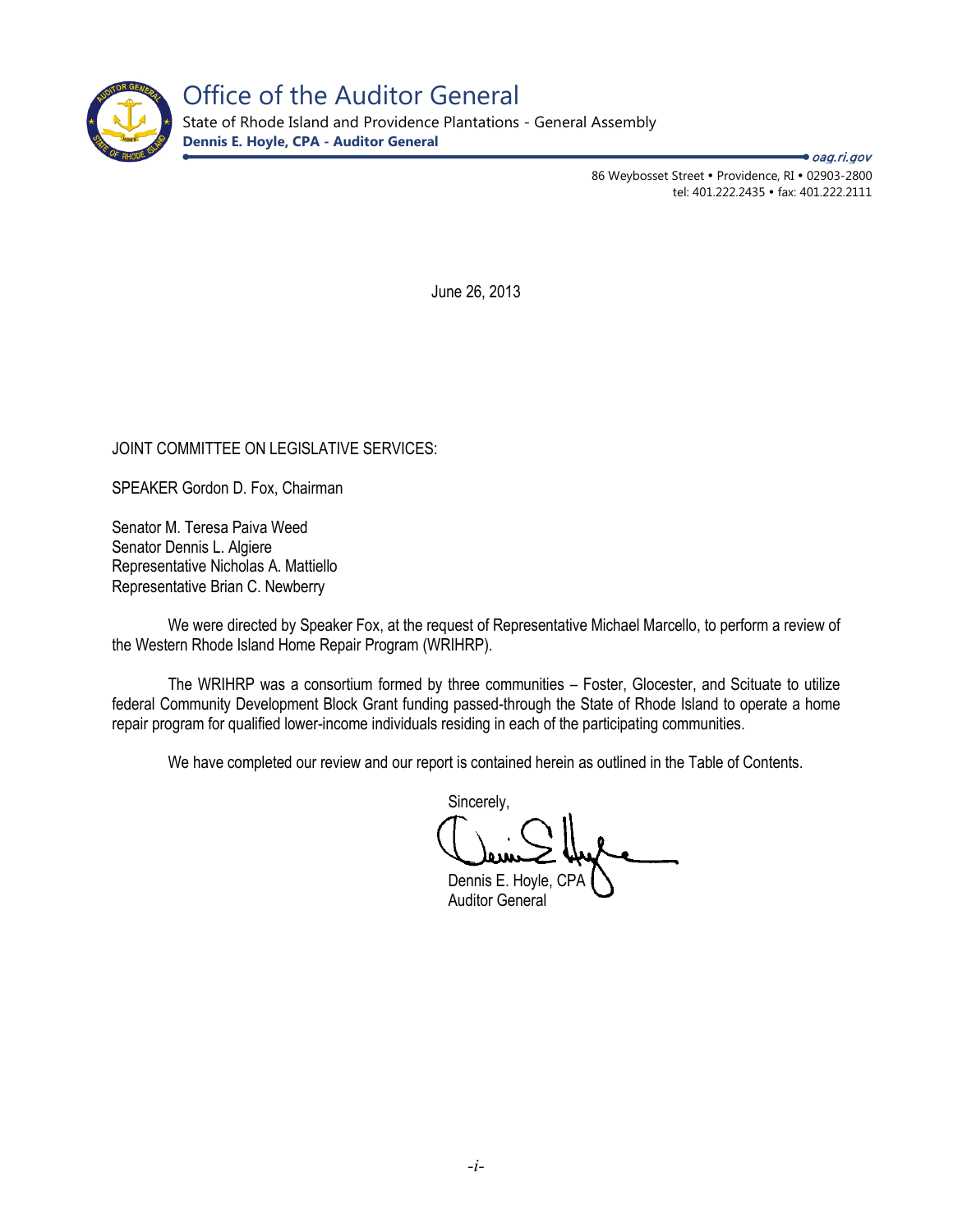# Office of the Auditor General

State of Rhode Island and Providence Plantations - General Assembly

**Dennis E. Hoyle, CPA - Auditor General**

*oag.ri.gov*

86 Weybosset Street • Providence, RI • 02903-2800
tel: 401.222.2435 • fax: 401.222.2111

June 26, 2013

JOINT COMMITTEE ON LEGISLATIVE SERVICES:

SPEAKER Gordon D. Fox, Chairman

Senator M. Teresa Paiva Weed
Senator Dennis L. Algiere
Representative Nicholas A. Mattiello
Representative Brian C. Newberry

We were directed by Speaker Fox, at the request of Representative Michael Marcello, to perform a review of the Western Rhode Island Home Repair Program (WRIHRP).

The WRIHRP was a consortium formed by three communities – Foster, Glocester, and Scituate to utilize federal Community Development Block Grant funding passed-through the State of Rhode Island to operate a home repair program for qualified lower-income individuals residing in each of the participating communities.

We have completed our review and our report is contained herein as outlined in the Table of Contents.

Sincerely,

Dennis E. Hoyle, CPA
Auditor General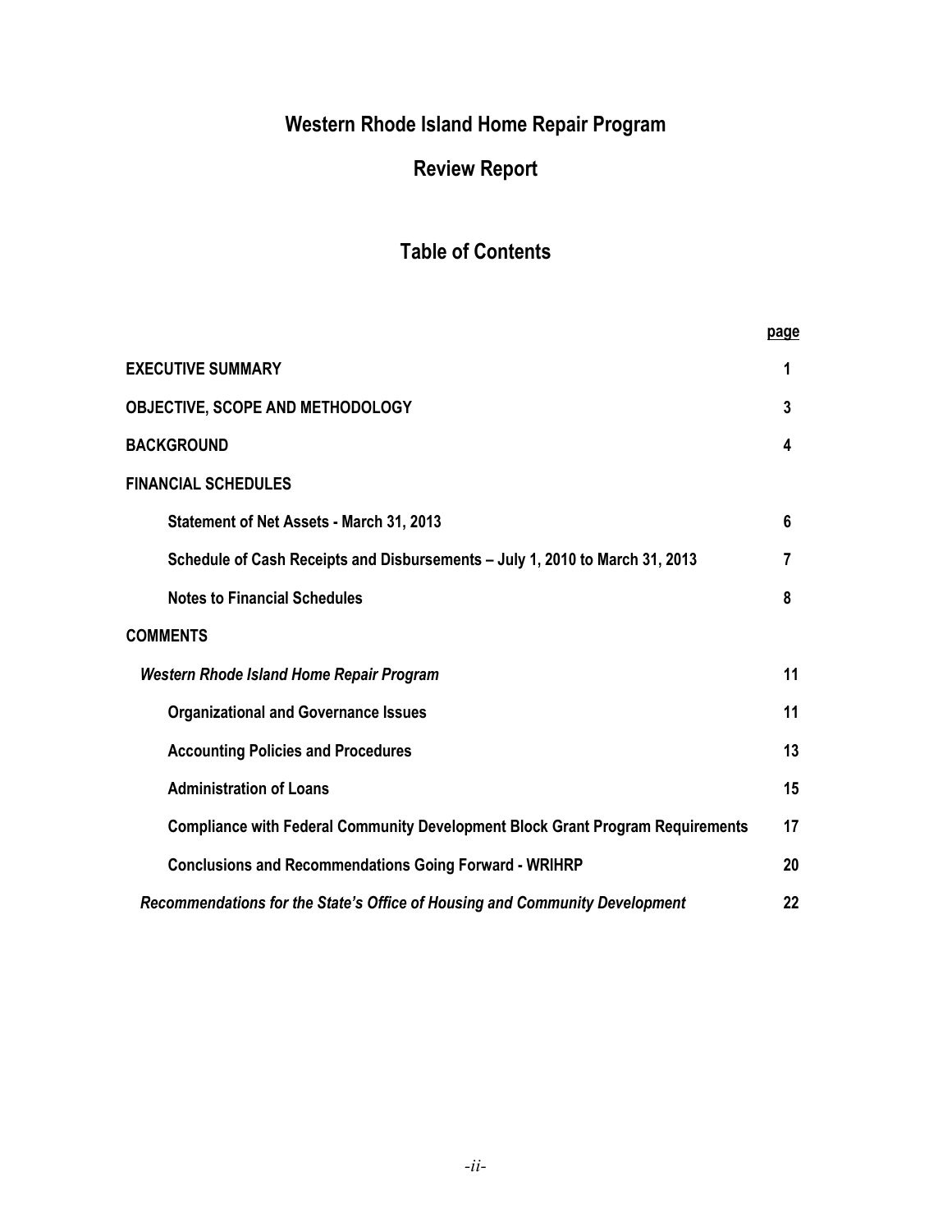# Western Rhode Island Home Repair Program

## Review Report

## Table of Contents

| | page |
|---|---|
| **EXECUTIVE SUMMARY** | **1** |
| **OBJECTIVE, SCOPE AND METHODOLOGY** | **3** |
| **BACKGROUND** | **4** |
| **FINANCIAL SCHEDULES** | |
| **Statement of Net Assets - March 31, 2013** | **6** |
| **Schedule of Cash Receipts and Disbursements – July 1, 2010 to March 31, 2013** | **7** |
| **Notes to Financial Schedules** | **8** |
| **COMMENTS** | |
| ***Western Rhode Island Home Repair Program*** | **11** |
| **Organizational and Governance Issues** | **11** |
| **Accounting Policies and Procedures** | **13** |
| **Administration of Loans** | **15** |
| **Compliance with Federal Community Development Block Grant Program Requirements** | **17** |
| **Conclusions and Recommendations Going Forward - WRIHRP** | **20** |
| ***Recommendations for the State's Office of Housing and Community Development*** | **22** |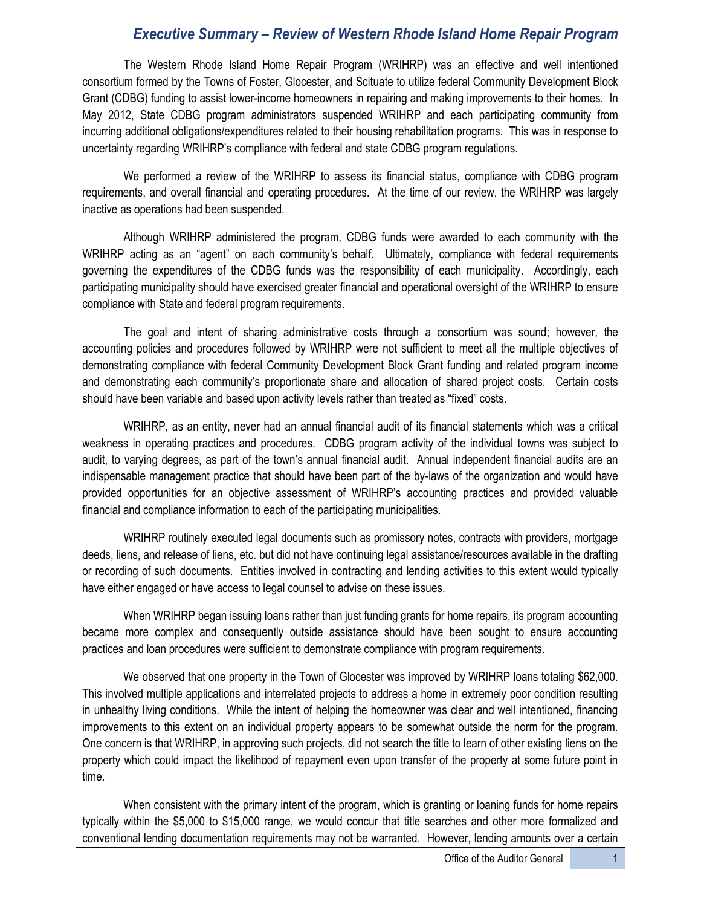## Executive Summary – Review of Western Rhode Island Home Repair Program

The Western Rhode Island Home Repair Program (WRIHRP) was an effective and well intentioned consortium formed by the Towns of Foster, Glocester, and Scituate to utilize federal Community Development Block Grant (CDBG) funding to assist lower-income homeowners in repairing and making improvements to their homes. In May 2012, State CDBG program administrators suspended WRIHRP and each participating community from incurring additional obligations/expenditures related to their housing rehabilitation programs. This was in response to uncertainty regarding WRIHRP's compliance with federal and state CDBG program regulations.

We performed a review of the WRIHRP to assess its financial status, compliance with CDBG program requirements, and overall financial and operating procedures. At the time of our review, the WRIHRP was largely inactive as operations had been suspended.

Although WRIHRP administered the program, CDBG funds were awarded to each community with the WRIHRP acting as an "agent" on each community's behalf. Ultimately, compliance with federal requirements governing the expenditures of the CDBG funds was the responsibility of each municipality. Accordingly, each participating municipality should have exercised greater financial and operational oversight of the WRIHRP to ensure compliance with State and federal program requirements.

The goal and intent of sharing administrative costs through a consortium was sound; however, the accounting policies and procedures followed by WRIHRP were not sufficient to meet all the multiple objectives of demonstrating compliance with federal Community Development Block Grant funding and related program income and demonstrating each community's proportionate share and allocation of shared project costs. Certain costs should have been variable and based upon activity levels rather than treated as "fixed" costs.

WRIHRP, as an entity, never had an annual financial audit of its financial statements which was a critical weakness in operating practices and procedures. CDBG program activity of the individual towns was subject to audit, to varying degrees, as part of the town's annual financial audit. Annual independent financial audits are an indispensable management practice that should have been part of the by-laws of the organization and would have provided opportunities for an objective assessment of WRIHRP's accounting practices and provided valuable financial and compliance information to each of the participating municipalities.

WRIHRP routinely executed legal documents such as promissory notes, contracts with providers, mortgage deeds, liens, and release of liens, etc. but did not have continuing legal assistance/resources available in the drafting or recording of such documents. Entities involved in contracting and lending activities to this extent would typically have either engaged or have access to legal counsel to advise on these issues.

When WRIHRP began issuing loans rather than just funding grants for home repairs, its program accounting became more complex and consequently outside assistance should have been sought to ensure accounting practices and loan procedures were sufficient to demonstrate compliance with program requirements.

We observed that one property in the Town of Glocester was improved by WRIHRP loans totaling $62,000. This involved multiple applications and interrelated projects to address a home in extremely poor condition resulting in unhealthy living conditions. While the intent of helping the homeowner was clear and well intentioned, financing improvements to this extent on an individual property appears to be somewhat outside the norm for the program. One concern is that WRIHRP, in approving such projects, did not search the title to learn of other existing liens on the property which could impact the likelihood of repayment even upon transfer of the property at some future point in time.

When consistent with the primary intent of the program, which is granting or loaning funds for home repairs typically within the $5,000 to $15,000 range, we would concur that title searches and other more formalized and conventional lending documentation requirements may not be warranted. However, lending amounts over a certain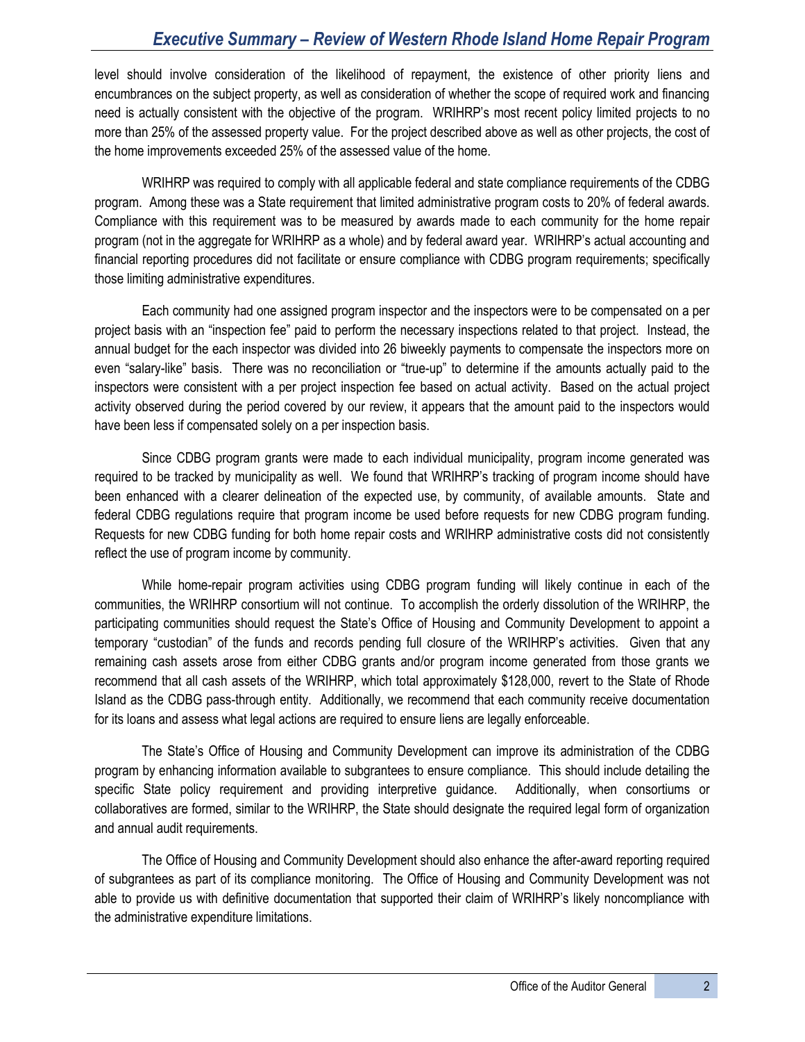level should involve consideration of the likelihood of repayment, the existence of other priority liens and encumbrances on the subject property, as well as consideration of whether the scope of required work and financing need is actually consistent with the objective of the program. WRIHRP's most recent policy limited projects to no more than 25% of the assessed property value. For the project described above as well as other projects, the cost of the home improvements exceeded 25% of the assessed value of the home.

WRIHRP was required to comply with all applicable federal and state compliance requirements of the CDBG program. Among these was a State requirement that limited administrative program costs to 20% of federal awards. Compliance with this requirement was to be measured by awards made to each community for the home repair program (not in the aggregate for WRIHRP as a whole) and by federal award year. WRIHRP's actual accounting and financial reporting procedures did not facilitate or ensure compliance with CDBG program requirements; specifically those limiting administrative expenditures.

Each community had one assigned program inspector and the inspectors were to be compensated on a per project basis with an "inspection fee" paid to perform the necessary inspections related to that project. Instead, the annual budget for the each inspector was divided into 26 biweekly payments to compensate the inspectors more on even "salary-like" basis. There was no reconciliation or "true-up" to determine if the amounts actually paid to the inspectors were consistent with a per project inspection fee based on actual activity. Based on the actual project activity observed during the period covered by our review, it appears that the amount paid to the inspectors would have been less if compensated solely on a per inspection basis.

Since CDBG program grants were made to each individual municipality, program income generated was required to be tracked by municipality as well. We found that WRIHRP's tracking of program income should have been enhanced with a clearer delineation of the expected use, by community, of available amounts. State and federal CDBG regulations require that program income be used before requests for new CDBG program funding. Requests for new CDBG funding for both home repair costs and WRIHRP administrative costs did not consistently reflect the use of program income by community.

While home-repair program activities using CDBG program funding will likely continue in each of the communities, the WRIHRP consortium will not continue. To accomplish the orderly dissolution of the WRIHRP, the participating communities should request the State's Office of Housing and Community Development to appoint a temporary "custodian" of the funds and records pending full closure of the WRIHRP's activities. Given that any remaining cash assets arose from either CDBG grants and/or program income generated from those grants we recommend that all cash assets of the WRIHRP, which total approximately $128,000, revert to the State of Rhode Island as the CDBG pass-through entity. Additionally, we recommend that each community receive documentation for its loans and assess what legal actions are required to ensure liens are legally enforceable.

The State's Office of Housing and Community Development can improve its administration of the CDBG program by enhancing information available to subgrantees to ensure compliance. This should include detailing the specific State policy requirement and providing interpretive guidance. Additionally, when consortiums or collaboratives are formed, similar to the WRIHRP, the State should designate the required legal form of organization and annual audit requirements.

The Office of Housing and Community Development should also enhance the after-award reporting required of subgrantees as part of its compliance monitoring. The Office of Housing and Community Development was not able to provide us with definitive documentation that supported their claim of WRIHRP's likely noncompliance with the administrative expenditure limitations.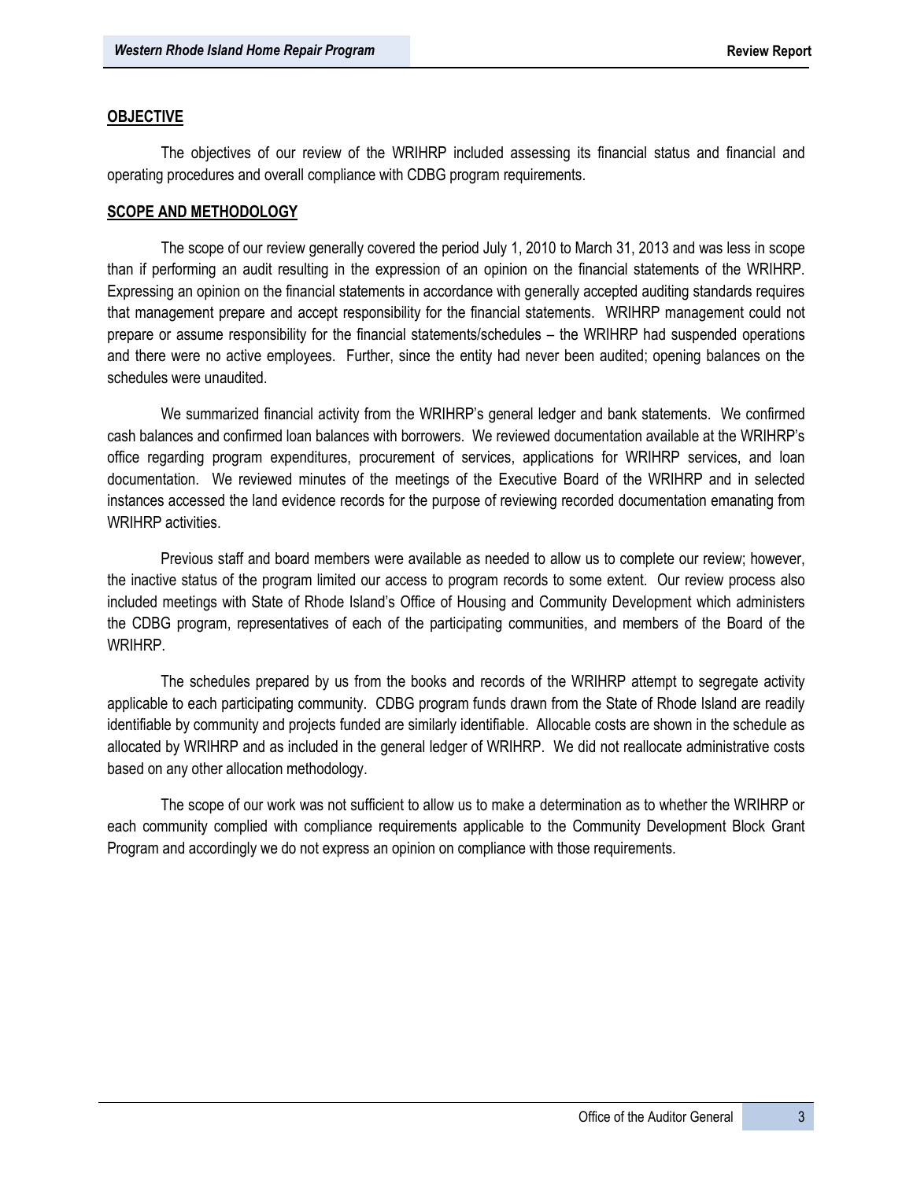## OBJECTIVE

The objectives of our review of the WRIHRP included assessing its financial status and financial and operating procedures and overall compliance with CDBG program requirements.

## SCOPE AND METHODOLOGY

The scope of our review generally covered the period July 1, 2010 to March 31, 2013 and was less in scope than if performing an audit resulting in the expression of an opinion on the financial statements of the WRIHRP. Expressing an opinion on the financial statements in accordance with generally accepted auditing standards requires that management prepare and accept responsibility for the financial statements. WRIHRP management could not prepare or assume responsibility for the financial statements/schedules – the WRIHRP had suspended operations and there were no active employees. Further, since the entity had never been audited; opening balances on the schedules were unaudited.

We summarized financial activity from the WRIHRP's general ledger and bank statements. We confirmed cash balances and confirmed loan balances with borrowers. We reviewed documentation available at the WRIHRP's office regarding program expenditures, procurement of services, applications for WRIHRP services, and loan documentation. We reviewed minutes of the meetings of the Executive Board of the WRIHRP and in selected instances accessed the land evidence records for the purpose of reviewing recorded documentation emanating from WRIHRP activities.

Previous staff and board members were available as needed to allow us to complete our review; however, the inactive status of the program limited our access to program records to some extent. Our review process also included meetings with State of Rhode Island's Office of Housing and Community Development which administers the CDBG program, representatives of each of the participating communities, and members of the Board of the WRIHRP.

The schedules prepared by us from the books and records of the WRIHRP attempt to segregate activity applicable to each participating community. CDBG program funds drawn from the State of Rhode Island are readily identifiable by community and projects funded are similarly identifiable. Allocable costs are shown in the schedule as allocated by WRIHRP and as included in the general ledger of WRIHRP. We did not reallocate administrative costs based on any other allocation methodology.

The scope of our work was not sufficient to allow us to make a determination as to whether the WRIHRP or each community complied with compliance requirements applicable to the Community Development Block Grant Program and accordingly we do not express an opinion on compliance with those requirements.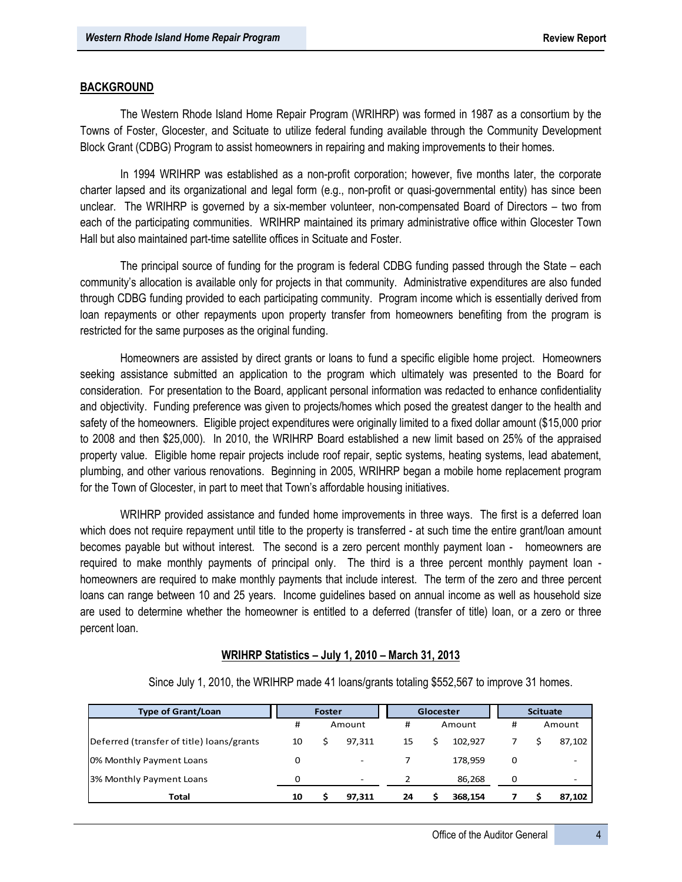## BACKGROUND

The Western Rhode Island Home Repair Program (WRIHRP) was formed in 1987 as a consortium by the Towns of Foster, Glocester, and Scituate to utilize federal funding available through the Community Development Block Grant (CDBG) Program to assist homeowners in repairing and making improvements to their homes.

In 1994 WRIHRP was established as a non-profit corporation; however, five months later, the corporate charter lapsed and its organizational and legal form (e.g., non-profit or quasi-governmental entity) has since been unclear. The WRIHRP is governed by a six-member volunteer, non-compensated Board of Directors – two from each of the participating communities. WRIHRP maintained its primary administrative office within Glocester Town Hall but also maintained part-time satellite offices in Scituate and Foster.

The principal source of funding for the program is federal CDBG funding passed through the State – each community's allocation is available only for projects in that community. Administrative expenditures are also funded through CDBG funding provided to each participating community. Program income which is essentially derived from loan repayments or other repayments upon property transfer from homeowners benefiting from the program is restricted for the same purposes as the original funding.

Homeowners are assisted by direct grants or loans to fund a specific eligible home project. Homeowners seeking assistance submitted an application to the program which ultimately was presented to the Board for consideration. For presentation to the Board, applicant personal information was redacted to enhance confidentiality and objectivity. Funding preference was given to projects/homes which posed the greatest danger to the health and safety of the homeowners. Eligible project expenditures were originally limited to a fixed dollar amount ($15,000 prior to 2008 and then $25,000). In 2010, the WRIHRP Board established a new limit based on 25% of the appraised property value. Eligible home repair projects include roof repair, septic systems, heating systems, lead abatement, plumbing, and other various renovations. Beginning in 2005, WRIHRP began a mobile home replacement program for the Town of Glocester, in part to meet that Town's affordable housing initiatives.

WRIHRP provided assistance and funded home improvements in three ways. The first is a deferred loan which does not require repayment until title to the property is transferred - at such time the entire grant/loan amount becomes payable but without interest. The second is a zero percent monthly payment loan - homeowners are required to make monthly payments of principal only. The third is a three percent monthly payment loan - homeowners are required to make monthly payments that include interest. The term of the zero and three percent loans can range between 10 and 25 years. Income guidelines based on annual income as well as household size are used to determine whether the homeowner is entitled to a deferred (transfer of title) loan, or a zero or three percent loan.

### WRIHRP Statistics – July 1, 2010 – March 31, 2013

Since July 1, 2010, the WRIHRP made 41 loans/grants totaling $552,567 to improve 31 homes.

| Type of Grant/Loan | Foster | | Glocester | | Scituate | |
|---|---|---|---|---|---|---|
| | # | Amount | # | Amount | # | Amount |
| Deferred (transfer of title) loans/grants | 10 | $ 97,311 | 15 | $ 102,927 | 7 | $ 87,102 |
| 0% Monthly Payment Loans | 0 | - | 7 | 178,959 | 0 | - |
| 3% Monthly Payment Loans | 0 | - | 2 | 86,268 | 0 | - |
| **Total** | **10** | **$ 97,311** | **24** | **$ 368,154** | **7** | **$ 87,102** |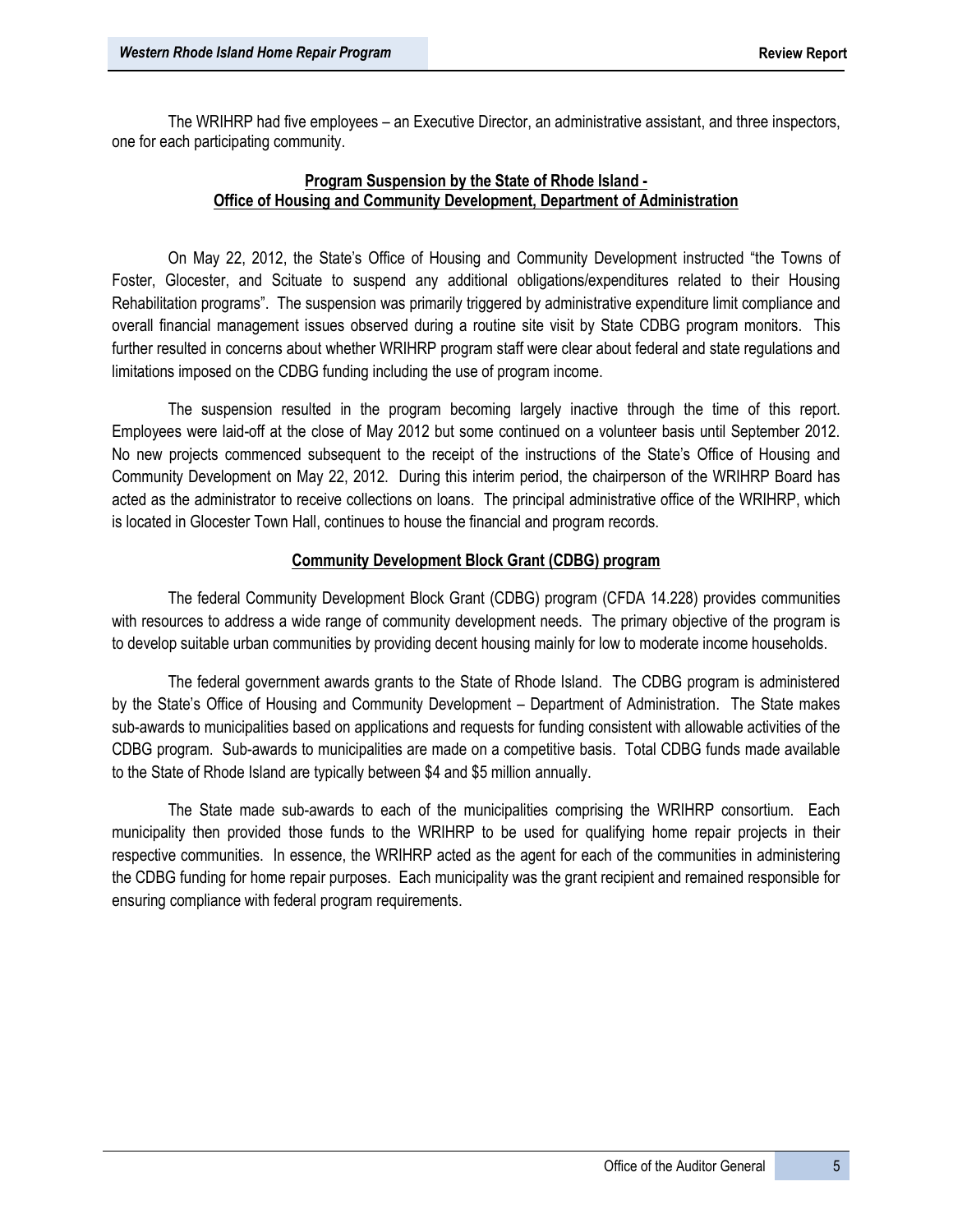The WRIHRP had five employees – an Executive Director, an administrative assistant, and three inspectors, one for each participating community.

## Program Suspension by the State of Rhode Island - Office of Housing and Community Development, Department of Administration

On May 22, 2012, the State's Office of Housing and Community Development instructed "the Towns of Foster, Glocester, and Scituate to suspend any additional obligations/expenditures related to their Housing Rehabilitation programs". The suspension was primarily triggered by administrative expenditure limit compliance and overall financial management issues observed during a routine site visit by State CDBG program monitors. This further resulted in concerns about whether WRIHRP program staff were clear about federal and state regulations and limitations imposed on the CDBG funding including the use of program income.

The suspension resulted in the program becoming largely inactive through the time of this report. Employees were laid-off at the close of May 2012 but some continued on a volunteer basis until September 2012. No new projects commenced subsequent to the receipt of the instructions of the State's Office of Housing and Community Development on May 22, 2012. During this interim period, the chairperson of the WRIHRP Board has acted as the administrator to receive collections on loans. The principal administrative office of the WRIHRP, which is located in Glocester Town Hall, continues to house the financial and program records.

## Community Development Block Grant (CDBG) program

The federal Community Development Block Grant (CDBG) program (CFDA 14.228) provides communities with resources to address a wide range of community development needs. The primary objective of the program is to develop suitable urban communities by providing decent housing mainly for low to moderate income households.

The federal government awards grants to the State of Rhode Island. The CDBG program is administered by the State's Office of Housing and Community Development – Department of Administration. The State makes sub-awards to municipalities based on applications and requests for funding consistent with allowable activities of the CDBG program. Sub-awards to municipalities are made on a competitive basis. Total CDBG funds made available to the State of Rhode Island are typically between $4 and $5 million annually.

The State made sub-awards to each of the municipalities comprising the WRIHRP consortium. Each municipality then provided those funds to the WRIHRP to be used for qualifying home repair projects in their respective communities. In essence, the WRIHRP acted as the agent for each of the communities in administering the CDBG funding for home repair purposes. Each municipality was the grant recipient and remained responsible for ensuring compliance with federal program requirements.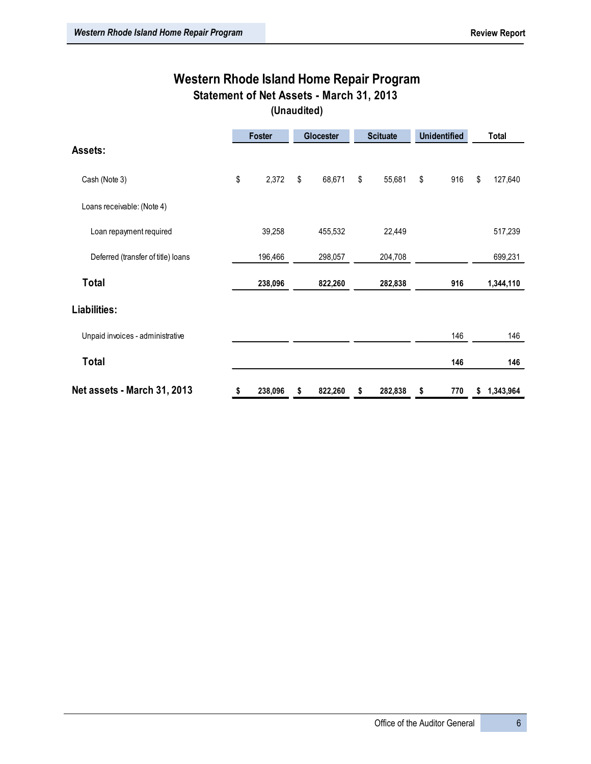# Western Rhode Island Home Repair Program

## Statement of Net Assets - March 31, 2013

### (Unaudited)

| | Foster | Glocester | Scituate | Unidentified | Total |
|---|---|---|---|---|---|
| **Assets:** | | | | | |
| Cash (Note 3) | $ 2,372 | $ 68,671 | $ 55,681 | $ 916 | $ 127,640 |
| Loans receivable: (Note 4) | | | | | |
| Loan repayment required | 39,258 | 455,532 | 22,449 | | 517,239 |
| Deferred (transfer of title) loans | 196,466 | 298,057 | 204,708 | | 699,231 |
| **Total** | **238,096** | **822,260** | **282,838** | **916** | **1,344,110** |
| **Liabilities:** | | | | | |
| Unpaid invoices - administrative | | | | 146 | 146 |
| **Total** | | | | **146** | **146** |
| **Net assets - March 31, 2013** | **$ 238,096** | **$ 822,260** | **$ 282,838** | **$ 770** | **$ 1,343,964** |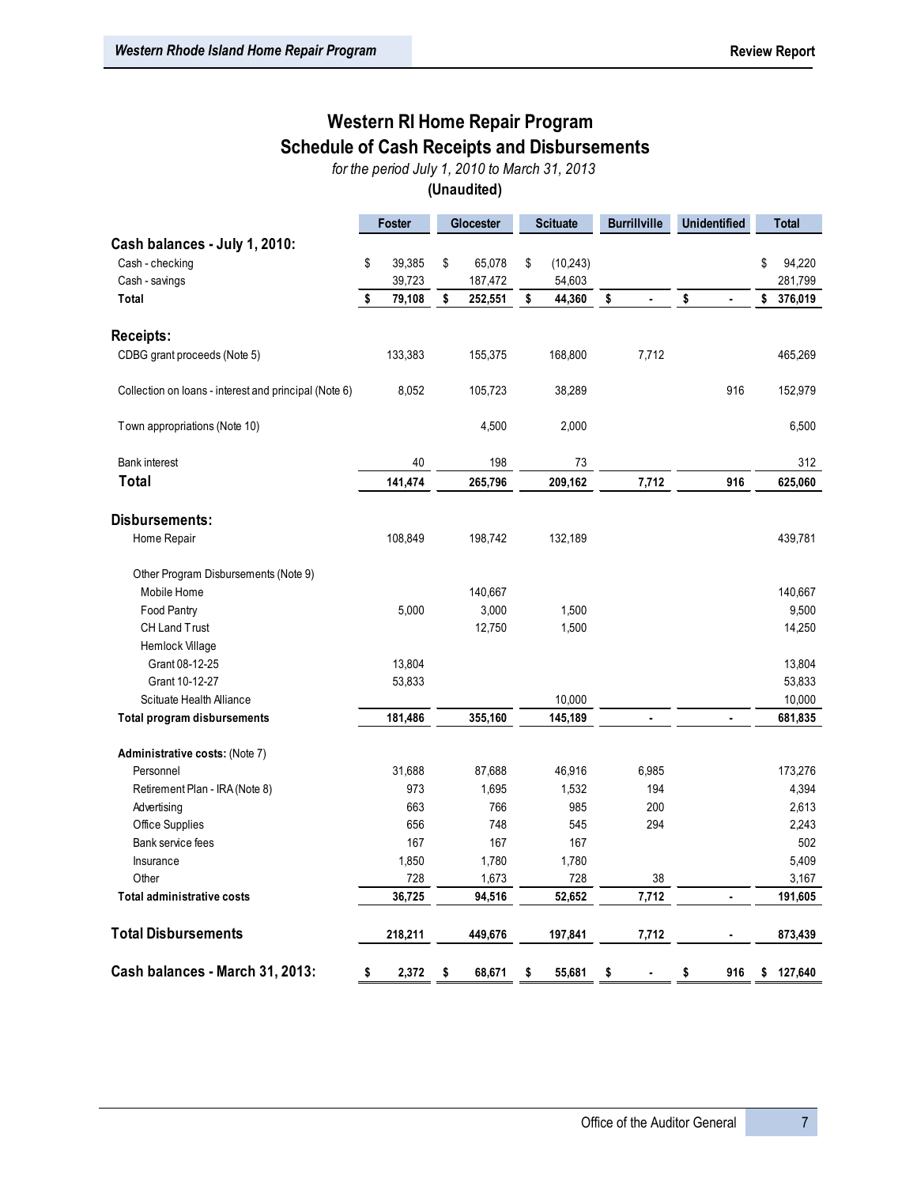# Western RI Home Repair Program

## Schedule of Cash Receipts and Disbursements

*for the period July 1, 2010 to March 31, 2013*

**(Unaudited)**

| | Foster | Glocester | Scituate | Burrillville | Unidentified | Total |
|---|---|---|---|---|---|---|
| **Cash balances - July 1, 2010:** | | | | | | |
| Cash - checking | $ 39,385 | $ 65,078 | $ (10,243) | | | $ 94,220 |
| Cash - savings | 39,723 | 187,472 | 54,603 | | | 281,799 |
| **Total** | **$ 79,108** | **$ 252,551** | **$ 44,360** | **$ -** | **$ -** | **$ 376,019** |
| **Receipts:** | | | | | | |
| CDBG grant proceeds (Note 5) | 133,383 | 155,375 | 168,800 | 7,712 | | 465,269 |
| Collection on loans - interest and principal (Note 6) | 8,052 | 105,723 | 38,289 | | 916 | 152,979 |
| Town appropriations (Note 10) | | 4,500 | 2,000 | | | 6,500 |
| Bank interest | 40 | 198 | 73 | | | 312 |
| **Total** | **141,474** | **265,796** | **209,162** | **7,712** | **916** | **625,060** |
| **Disbursements:** | | | | | | |
| Home Repair | 108,849 | 198,742 | 132,189 | | | 439,781 |
| Other Program Disbursements (Note 9) | | | | | | |
| Mobile Home | | 140,667 | | | | 140,667 |
| Food Pantry | 5,000 | 3,000 | 1,500 | | | 9,500 |
| CH Land Trust | | 12,750 | 1,500 | | | 14,250 |
| Hemlock Village | | | | | | |
| Grant 08-12-25 | 13,804 | | | | | 13,804 |
| Grant 10-12-27 | 53,833 | | | | | 53,833 |
| Scituate Health Alliance | | | 10,000 | | | 10,000 |
| **Total program disbursements** | **181,486** | **355,160** | **145,189** | **-** | **-** | **681,835** |
| **Administrative costs:** (Note 7) | | | | | | |
| Personnel | 31,688 | 87,688 | 46,916 | 6,985 | | 173,276 |
| Retirement Plan - IRA (Note 8) | 973 | 1,695 | 1,532 | 194 | | 4,394 |
| Advertising | 663 | 766 | 985 | 200 | | 2,613 |
| Office Supplies | 656 | 748 | 545 | 294 | | 2,243 |
| Bank service fees | 167 | 167 | 167 | | | 502 |
| Insurance | 1,850 | 1,780 | 1,780 | | | 5,409 |
| Other | 728 | 1,673 | 728 | 38 | | 3,167 |
| **Total administrative costs** | **36,725** | **94,516** | **52,652** | **7,712** | **-** | **191,605** |
| **Total Disbursements** | **218,211** | **449,676** | **197,841** | **7,712** | **-** | **873,439** |
| **Cash balances - March 31, 2013:** | **$ 2,372** | **$ 68,671** | **$ 55,681** | **$ -** | **$ 916** | **$ 127,640** |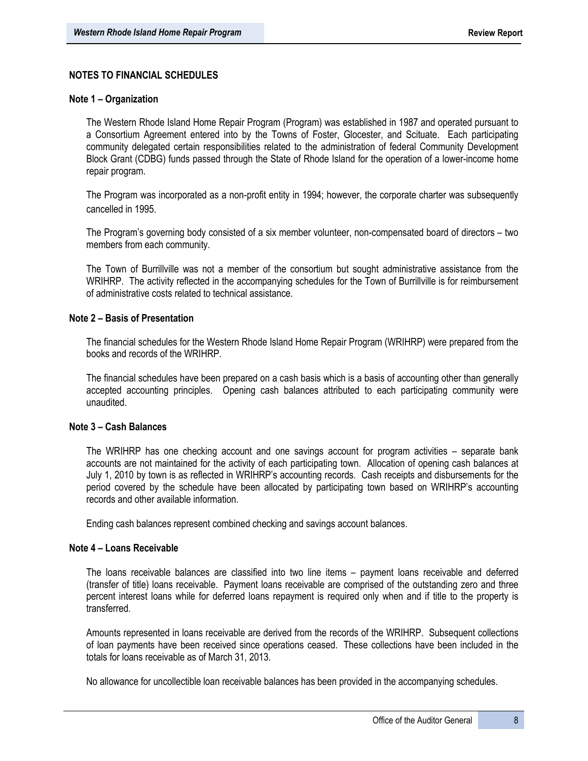## NOTES TO FINANCIAL SCHEDULES

### Note 1 – Organization

The Western Rhode Island Home Repair Program (Program) was established in 1987 and operated pursuant to a Consortium Agreement entered into by the Towns of Foster, Glocester, and Scituate. Each participating community delegated certain responsibilities related to the administration of federal Community Development Block Grant (CDBG) funds passed through the State of Rhode Island for the operation of a lower-income home repair program.

The Program was incorporated as a non-profit entity in 1994; however, the corporate charter was subsequently cancelled in 1995.

The Program's governing body consisted of a six member volunteer, non-compensated board of directors – two members from each community.

The Town of Burrillville was not a member of the consortium but sought administrative assistance from the WRIHRP. The activity reflected in the accompanying schedules for the Town of Burrillville is for reimbursement of administrative costs related to technical assistance.

### Note 2 – Basis of Presentation

The financial schedules for the Western Rhode Island Home Repair Program (WRIHRP) were prepared from the books and records of the WRIHRP.

The financial schedules have been prepared on a cash basis which is a basis of accounting other than generally accepted accounting principles. Opening cash balances attributed to each participating community were unaudited.

### Note 3 – Cash Balances

The WRIHRP has one checking account and one savings account for program activities – separate bank accounts are not maintained for the activity of each participating town. Allocation of opening cash balances at July 1, 2010 by town is as reflected in WRIHRP's accounting records. Cash receipts and disbursements for the period covered by the schedule have been allocated by participating town based on WRIHRP's accounting records and other available information.

Ending cash balances represent combined checking and savings account balances.

### Note 4 – Loans Receivable

The loans receivable balances are classified into two line items – payment loans receivable and deferred (transfer of title) loans receivable. Payment loans receivable are comprised of the outstanding zero and three percent interest loans while for deferred loans repayment is required only when and if title to the property is transferred.

Amounts represented in loans receivable are derived from the records of the WRIHRP. Subsequent collections of loan payments have been received since operations ceased. These collections have been included in the totals for loans receivable as of March 31, 2013.

No allowance for uncollectible loan receivable balances has been provided in the accompanying schedules.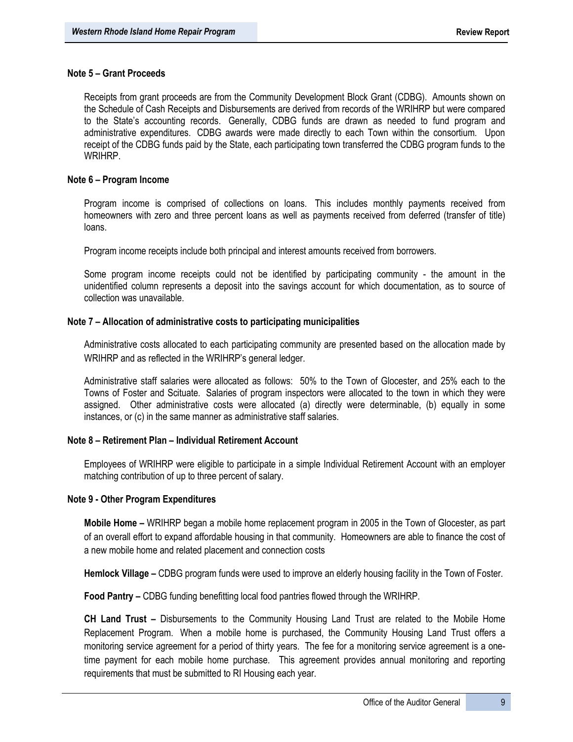### Note 5 – Grant Proceeds

Receipts from grant proceeds are from the Community Development Block Grant (CDBG). Amounts shown on the Schedule of Cash Receipts and Disbursements are derived from records of the WRIHRP but were compared to the State's accounting records. Generally, CDBG funds are drawn as needed to fund program and administrative expenditures. CDBG awards were made directly to each Town within the consortium. Upon receipt of the CDBG funds paid by the State, each participating town transferred the CDBG program funds to the WRIHRP.

### Note 6 – Program Income

Program income is comprised of collections on loans. This includes monthly payments received from homeowners with zero and three percent loans as well as payments received from deferred (transfer of title) loans.

Program income receipts include both principal and interest amounts received from borrowers.

Some program income receipts could not be identified by participating community - the amount in the unidentified column represents a deposit into the savings account for which documentation, as to source of collection was unavailable.

### Note 7 – Allocation of administrative costs to participating municipalities

Administrative costs allocated to each participating community are presented based on the allocation made by WRIHRP and as reflected in the WRIHRP's general ledger.

Administrative staff salaries were allocated as follows: 50% to the Town of Glocester, and 25% each to the Towns of Foster and Scituate. Salaries of program inspectors were allocated to the town in which they were assigned. Other administrative costs were allocated (a) directly were determinable, (b) equally in some instances, or (c) in the same manner as administrative staff salaries.

### Note 8 – Retirement Plan – Individual Retirement Account

Employees of WRIHRP were eligible to participate in a simple Individual Retirement Account with an employer matching contribution of up to three percent of salary.

### Note 9 - Other Program Expenditures

**Mobile Home –** WRIHRP began a mobile home replacement program in 2005 in the Town of Glocester, as part of an overall effort to expand affordable housing in that community. Homeowners are able to finance the cost of a new mobile home and related placement and connection costs

**Hemlock Village –** CDBG program funds were used to improve an elderly housing facility in the Town of Foster.

**Food Pantry –** CDBG funding benefitting local food pantries flowed through the WRIHRP.

**CH Land Trust –** Disbursements to the Community Housing Land Trust are related to the Mobile Home Replacement Program. When a mobile home is purchased, the Community Housing Land Trust offers a monitoring service agreement for a period of thirty years. The fee for a monitoring service agreement is a one-time payment for each mobile home purchase. This agreement provides annual monitoring and reporting requirements that must be submitted to RI Housing each year.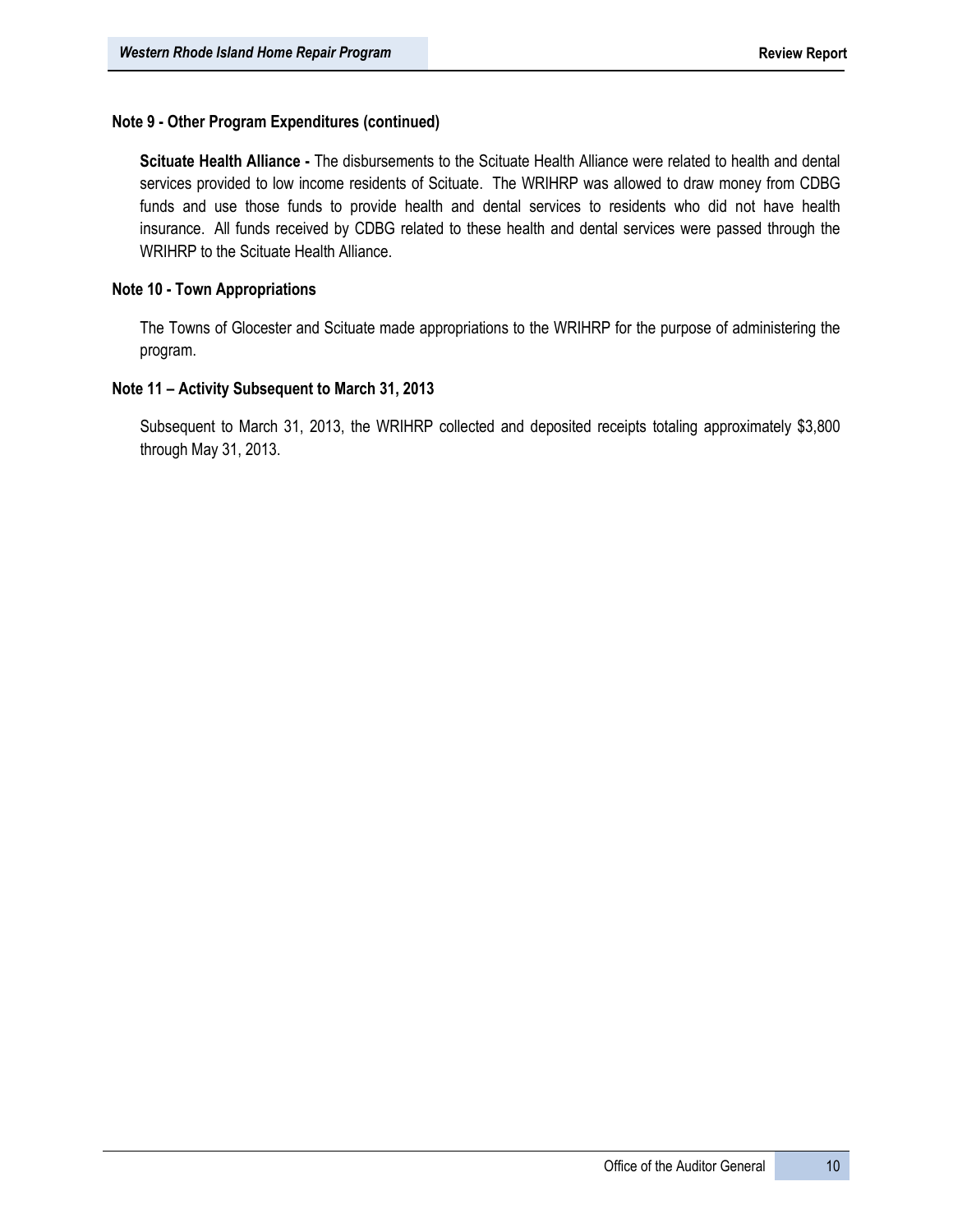**Note 9 - Other Program Expenditures (continued)**

**Scituate Health Alliance -** The disbursements to the Scituate Health Alliance were related to health and dental services provided to low income residents of Scituate. The WRIHRP was allowed to draw money from CDBG funds and use those funds to provide health and dental services to residents who did not have health insurance. All funds received by CDBG related to these health and dental services were passed through the WRIHRP to the Scituate Health Alliance.

**Note 10 - Town Appropriations**

The Towns of Glocester and Scituate made appropriations to the WRIHRP for the purpose of administering the program.

**Note 11 – Activity Subsequent to March 31, 2013**

Subsequent to March 31, 2013, the WRIHRP collected and deposited receipts totaling approximately $3,800 through May 31, 2013.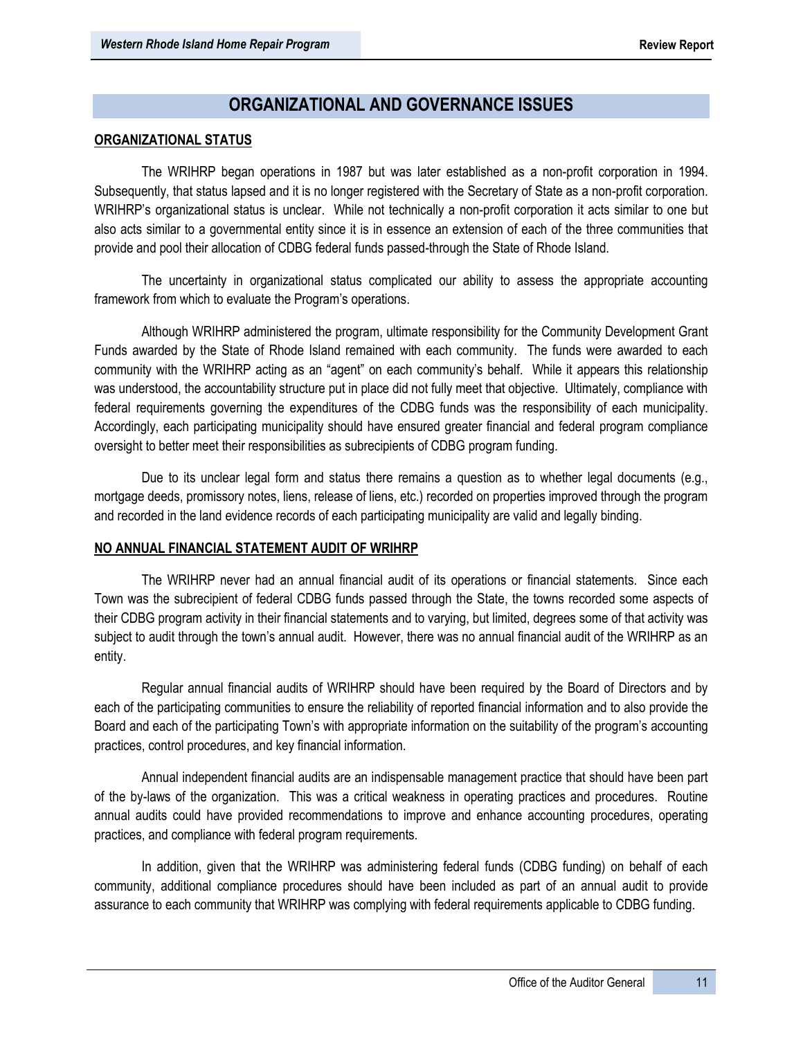# ORGANIZATIONAL AND GOVERNANCE ISSUES

## ORGANIZATIONAL STATUS

The WRIHRP began operations in 1987 but was later established as a non-profit corporation in 1994. Subsequently, that status lapsed and it is no longer registered with the Secretary of State as a non-profit corporation. WRIHRP's organizational status is unclear. While not technically a non-profit corporation it acts similar to one but also acts similar to a governmental entity since it is in essence an extension of each of the three communities that provide and pool their allocation of CDBG federal funds passed-through the State of Rhode Island.

The uncertainty in organizational status complicated our ability to assess the appropriate accounting framework from which to evaluate the Program's operations.

Although WRIHRP administered the program, ultimate responsibility for the Community Development Grant Funds awarded by the State of Rhode Island remained with each community. The funds were awarded to each community with the WRIHRP acting as an "agent" on each community's behalf. While it appears this relationship was understood, the accountability structure put in place did not fully meet that objective. Ultimately, compliance with federal requirements governing the expenditures of the CDBG funds was the responsibility of each municipality. Accordingly, each participating municipality should have ensured greater financial and federal program compliance oversight to better meet their responsibilities as subrecipients of CDBG program funding.

Due to its unclear legal form and status there remains a question as to whether legal documents (e.g., mortgage deeds, promissory notes, liens, release of liens, etc.) recorded on properties improved through the program and recorded in the land evidence records of each participating municipality are valid and legally binding.

## NO ANNUAL FINANCIAL STATEMENT AUDIT OF WRIHRP

The WRIHRP never had an annual financial audit of its operations or financial statements. Since each Town was the subrecipient of federal CDBG funds passed through the State, the towns recorded some aspects of their CDBG program activity in their financial statements and to varying, but limited, degrees some of that activity was subject to audit through the town's annual audit. However, there was no annual financial audit of the WRIHRP as an entity.

Regular annual financial audits of WRIHRP should have been required by the Board of Directors and by each of the participating communities to ensure the reliability of reported financial information and to also provide the Board and each of the participating Town's with appropriate information on the suitability of the program's accounting practices, control procedures, and key financial information.

Annual independent financial audits are an indispensable management practice that should have been part of the by-laws of the organization. This was a critical weakness in operating practices and procedures. Routine annual audits could have provided recommendations to improve and enhance accounting procedures, operating practices, and compliance with federal program requirements.

In addition, given that the WRIHRP was administering federal funds (CDBG funding) on behalf of each community, additional compliance procedures should have been included as part of an annual audit to provide assurance to each community that WRIHRP was complying with federal requirements applicable to CDBG funding.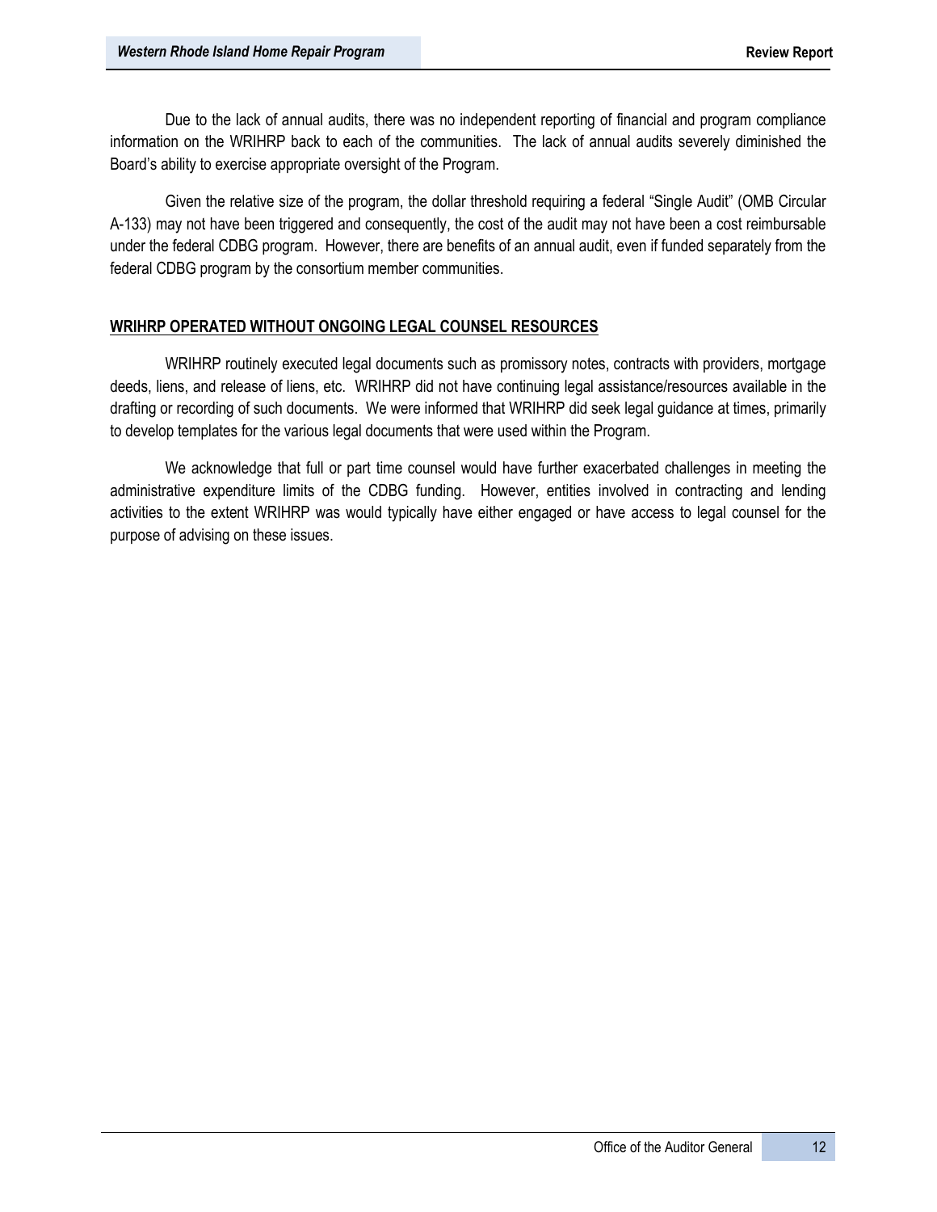Due to the lack of annual audits, there was no independent reporting of financial and program compliance information on the WRIHRP back to each of the communities. The lack of annual audits severely diminished the Board's ability to exercise appropriate oversight of the Program.

Given the relative size of the program, the dollar threshold requiring a federal "Single Audit" (OMB Circular A-133) may not have been triggered and consequently, the cost of the audit may not have been a cost reimbursable under the federal CDBG program. However, there are benefits of an annual audit, even if funded separately from the federal CDBG program by the consortium member communities.

## WRIHRP OPERATED WITHOUT ONGOING LEGAL COUNSEL RESOURCES

WRIHRP routinely executed legal documents such as promissory notes, contracts with providers, mortgage deeds, liens, and release of liens, etc. WRIHRP did not have continuing legal assistance/resources available in the drafting or recording of such documents. We were informed that WRIHRP did seek legal guidance at times, primarily to develop templates for the various legal documents that were used within the Program.

We acknowledge that full or part time counsel would have further exacerbated challenges in meeting the administrative expenditure limits of the CDBG funding. However, entities involved in contracting and lending activities to the extent WRIHRP was would typically have either engaged or have access to legal counsel for the purpose of advising on these issues.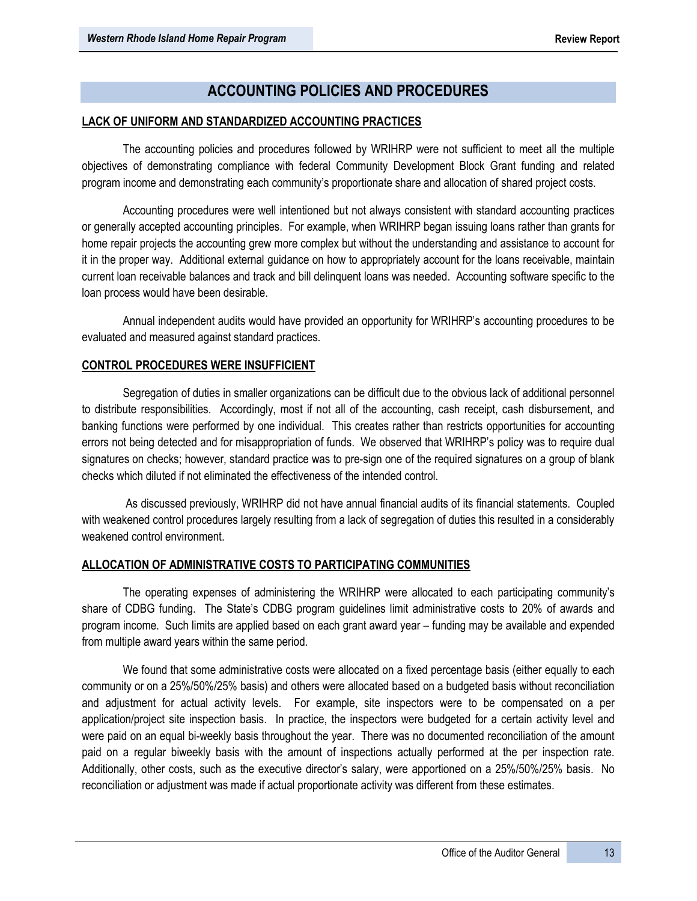# ACCOUNTING POLICIES AND PROCEDURES

## LACK OF UNIFORM AND STANDARDIZED ACCOUNTING PRACTICES

The accounting policies and procedures followed by WRIHRP were not sufficient to meet all the multiple objectives of demonstrating compliance with federal Community Development Block Grant funding and related program income and demonstrating each community's proportionate share and allocation of shared project costs.

Accounting procedures were well intentioned but not always consistent with standard accounting practices or generally accepted accounting principles. For example, when WRIHRP began issuing loans rather than grants for home repair projects the accounting grew more complex but without the understanding and assistance to account for it in the proper way. Additional external guidance on how to appropriately account for the loans receivable, maintain current loan receivable balances and track and bill delinquent loans was needed. Accounting software specific to the loan process would have been desirable.

Annual independent audits would have provided an opportunity for WRIHRP's accounting procedures to be evaluated and measured against standard practices.

## CONTROL PROCEDURES WERE INSUFFICIENT

Segregation of duties in smaller organizations can be difficult due to the obvious lack of additional personnel to distribute responsibilities. Accordingly, most if not all of the accounting, cash receipt, cash disbursement, and banking functions were performed by one individual. This creates rather than restricts opportunities for accounting errors not being detected and for misappropriation of funds. We observed that WRIHRP's policy was to require dual signatures on checks; however, standard practice was to pre-sign one of the required signatures on a group of blank checks which diluted if not eliminated the effectiveness of the intended control.

As discussed previously, WRIHRP did not have annual financial audits of its financial statements. Coupled with weakened control procedures largely resulting from a lack of segregation of duties this resulted in a considerably weakened control environment.

## ALLOCATION OF ADMINISTRATIVE COSTS TO PARTICIPATING COMMUNITIES

The operating expenses of administering the WRIHRP were allocated to each participating community's share of CDBG funding. The State's CDBG program guidelines limit administrative costs to 20% of awards and program income. Such limits are applied based on each grant award year – funding may be available and expended from multiple award years within the same period.

We found that some administrative costs were allocated on a fixed percentage basis (either equally to each community or on a 25%/50%/25% basis) and others were allocated based on a budgeted basis without reconciliation and adjustment for actual activity levels. For example, site inspectors were to be compensated on a per application/project site inspection basis. In practice, the inspectors were budgeted for a certain activity level and were paid on an equal bi-weekly basis throughout the year. There was no documented reconciliation of the amount paid on a regular biweekly basis with the amount of inspections actually performed at the per inspection rate. Additionally, other costs, such as the executive director's salary, were apportioned on a 25%/50%/25% basis. No reconciliation or adjustment was made if actual proportionate activity was different from these estimates.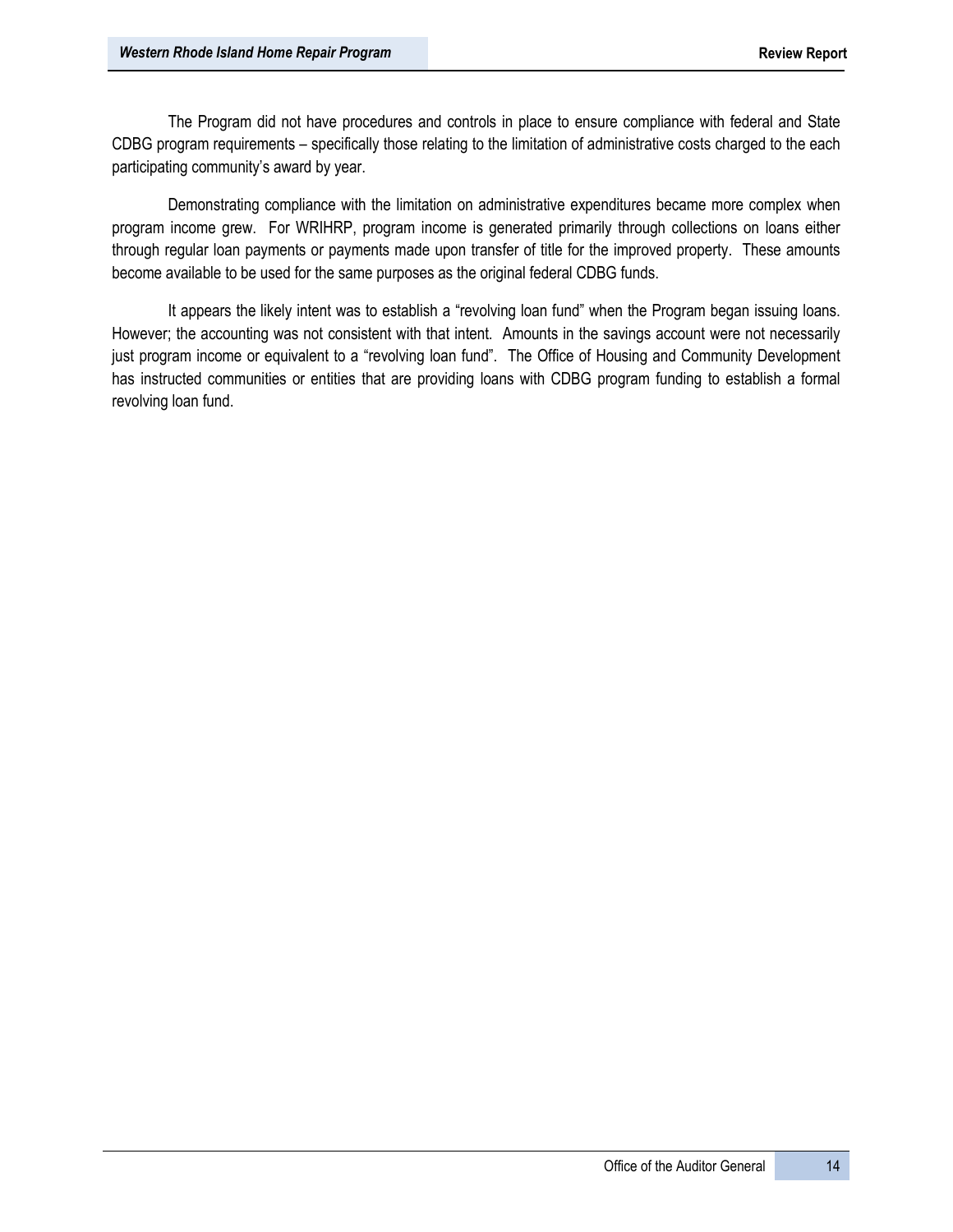The Program did not have procedures and controls in place to ensure compliance with federal and State CDBG program requirements – specifically those relating to the limitation of administrative costs charged to the each participating community's award by year.

Demonstrating compliance with the limitation on administrative expenditures became more complex when program income grew. For WRIHRP, program income is generated primarily through collections on loans either through regular loan payments or payments made upon transfer of title for the improved property. These amounts become available to be used for the same purposes as the original federal CDBG funds.

It appears the likely intent was to establish a "revolving loan fund" when the Program began issuing loans. However; the accounting was not consistent with that intent. Amounts in the savings account were not necessarily just program income or equivalent to a "revolving loan fund". The Office of Housing and Community Development has instructed communities or entities that are providing loans with CDBG program funding to establish a formal revolving loan fund.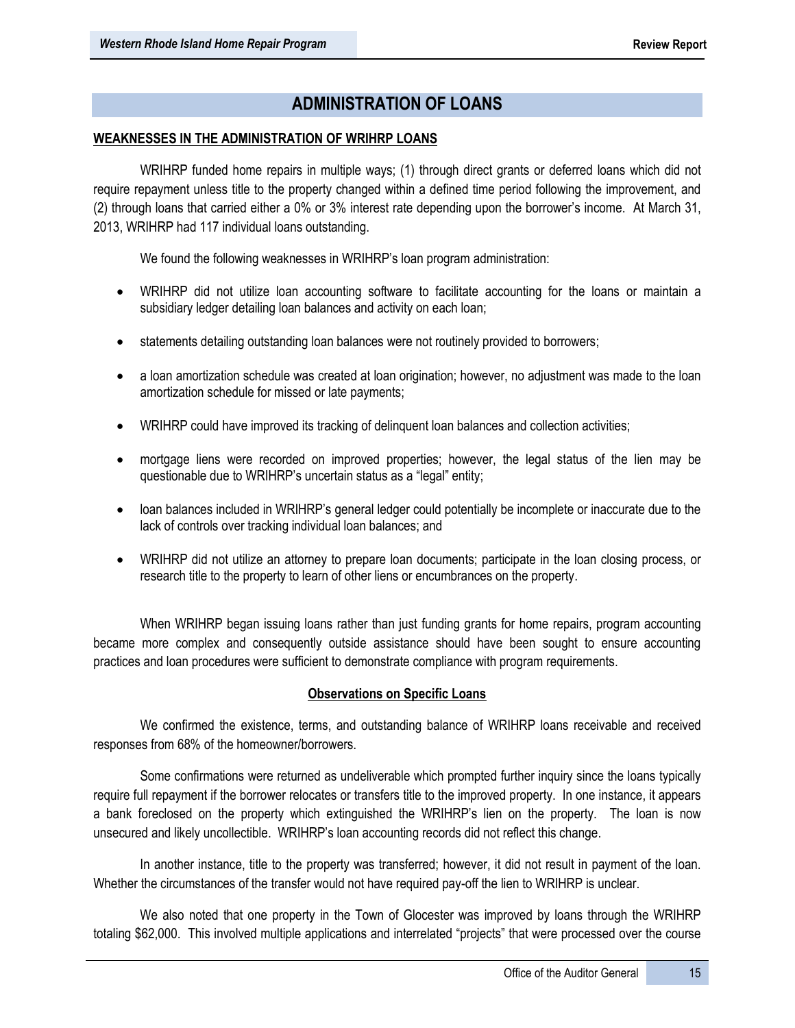## ADMINISTRATION OF LOANS

### WEAKNESSES IN THE ADMINISTRATION OF WRIHRP LOANS

WRIHRP funded home repairs in multiple ways; (1) through direct grants or deferred loans which did not require repayment unless title to the property changed within a defined time period following the improvement, and (2) through loans that carried either a 0% or 3% interest rate depending upon the borrower's income. At March 31, 2013, WRIHRP had 117 individual loans outstanding.

We found the following weaknesses in WRIHRP's loan program administration:

- WRIHRP did not utilize loan accounting software to facilitate accounting for the loans or maintain a subsidiary ledger detailing loan balances and activity on each loan;
- statements detailing outstanding loan balances were not routinely provided to borrowers;
- a loan amortization schedule was created at loan origination; however, no adjustment was made to the loan amortization schedule for missed or late payments;
- WRIHRP could have improved its tracking of delinquent loan balances and collection activities;
- mortgage liens were recorded on improved properties; however, the legal status of the lien may be questionable due to WRIHRP's uncertain status as a "legal" entity;
- loan balances included in WRIHRP's general ledger could potentially be incomplete or inaccurate due to the lack of controls over tracking individual loan balances; and
- WRIHRP did not utilize an attorney to prepare loan documents; participate in the loan closing process, or research title to the property to learn of other liens or encumbrances on the property.

When WRIHRP began issuing loans rather than just funding grants for home repairs, program accounting became more complex and consequently outside assistance should have been sought to ensure accounting practices and loan procedures were sufficient to demonstrate compliance with program requirements.

#### Observations on Specific Loans

We confirmed the existence, terms, and outstanding balance of WRIHRP loans receivable and received responses from 68% of the homeowner/borrowers.

Some confirmations were returned as undeliverable which prompted further inquiry since the loans typically require full repayment if the borrower relocates or transfers title to the improved property. In one instance, it appears a bank foreclosed on the property which extinguished the WRIHRP's lien on the property. The loan is now unsecured and likely uncollectible. WRIHRP's loan accounting records did not reflect this change.

In another instance, title to the property was transferred; however, it did not result in payment of the loan. Whether the circumstances of the transfer would not have required pay-off the lien to WRIHRP is unclear.

We also noted that one property in the Town of Glocester was improved by loans through the WRIHRP totaling $62,000. This involved multiple applications and interrelated "projects" that were processed over the course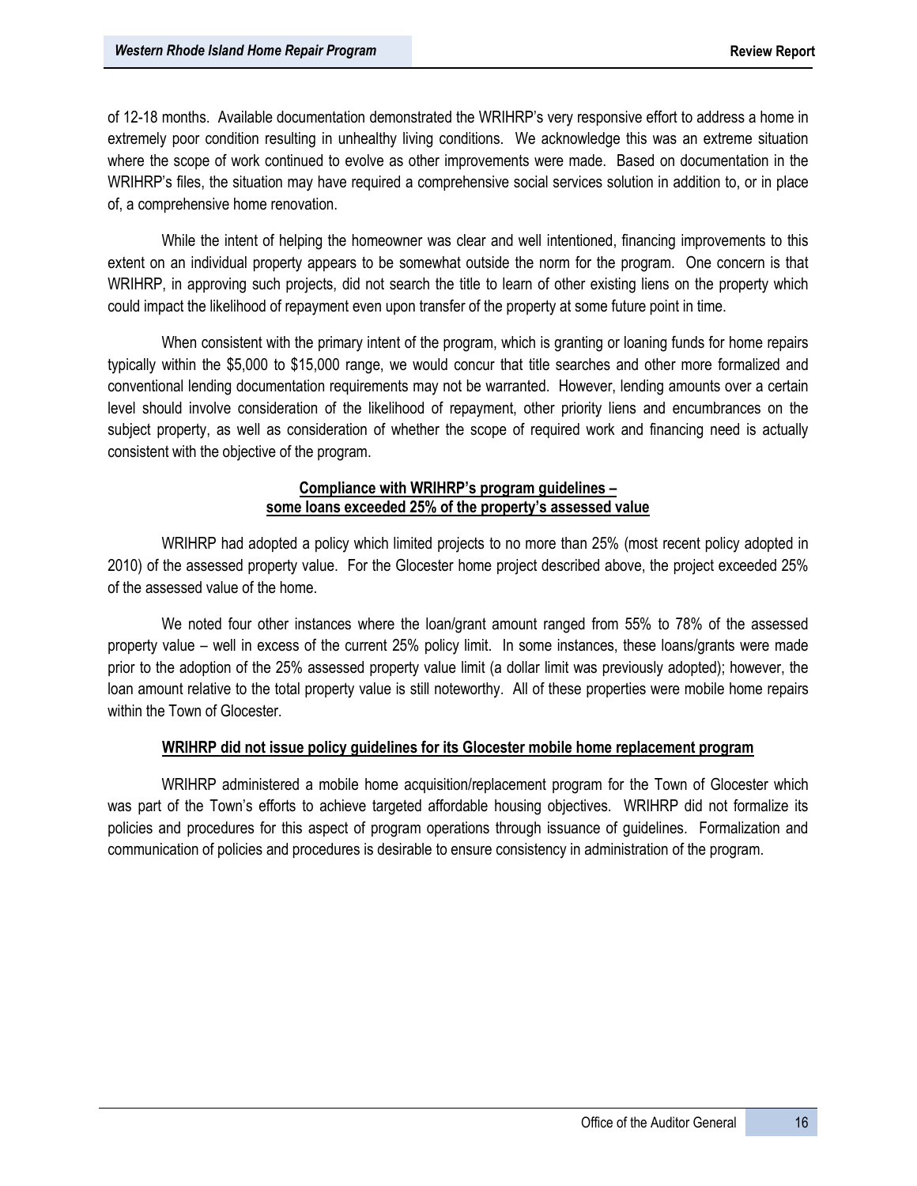of 12-18 months. Available documentation demonstrated the WRIHRP's very responsive effort to address a home in extremely poor condition resulting in unhealthy living conditions. We acknowledge this was an extreme situation where the scope of work continued to evolve as other improvements were made. Based on documentation in the WRIHRP's files, the situation may have required a comprehensive social services solution in addition to, or in place of, a comprehensive home renovation.

While the intent of helping the homeowner was clear and well intentioned, financing improvements to this extent on an individual property appears to be somewhat outside the norm for the program. One concern is that WRIHRP, in approving such projects, did not search the title to learn of other existing liens on the property which could impact the likelihood of repayment even upon transfer of the property at some future point in time.

When consistent with the primary intent of the program, which is granting or loaning funds for home repairs typically within the $5,000 to $15,000 range, we would concur that title searches and other more formalized and conventional lending documentation requirements may not be warranted. However, lending amounts over a certain level should involve consideration of the likelihood of repayment, other priority liens and encumbrances on the subject property, as well as consideration of whether the scope of required work and financing need is actually consistent with the objective of the program.

**Compliance with WRIHRP's program guidelines – some loans exceeded 25% of the property's assessed value**

WRIHRP had adopted a policy which limited projects to no more than 25% (most recent policy adopted in 2010) of the assessed property value. For the Glocester home project described above, the project exceeded 25% of the assessed value of the home.

We noted four other instances where the loan/grant amount ranged from 55% to 78% of the assessed property value – well in excess of the current 25% policy limit. In some instances, these loans/grants were made prior to the adoption of the 25% assessed property value limit (a dollar limit was previously adopted); however, the loan amount relative to the total property value is still noteworthy. All of these properties were mobile home repairs within the Town of Glocester.

**WRIHRP did not issue policy guidelines for its Glocester mobile home replacement program**

WRIHRP administered a mobile home acquisition/replacement program for the Town of Glocester which was part of the Town's efforts to achieve targeted affordable housing objectives. WRIHRP did not formalize its policies and procedures for this aspect of program operations through issuance of guidelines. Formalization and communication of policies and procedures is desirable to ensure consistency in administration of the program.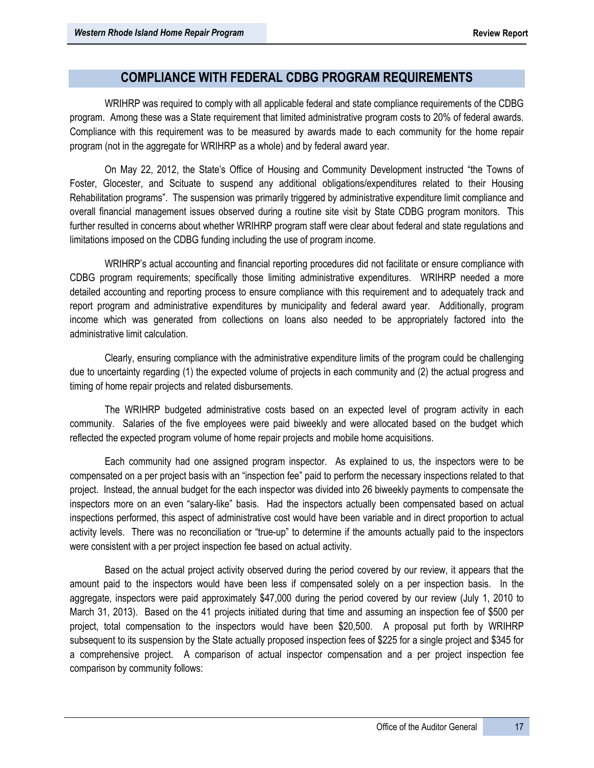## COMPLIANCE WITH FEDERAL CDBG PROGRAM REQUIREMENTS

WRIHRP was required to comply with all applicable federal and state compliance requirements of the CDBG program. Among these was a State requirement that limited administrative program costs to 20% of federal awards. Compliance with this requirement was to be measured by awards made to each community for the home repair program (not in the aggregate for WRIHRP as a whole) and by federal award year.

On May 22, 2012, the State's Office of Housing and Community Development instructed "the Towns of Foster, Glocester, and Scituate to suspend any additional obligations/expenditures related to their Housing Rehabilitation programs". The suspension was primarily triggered by administrative expenditure limit compliance and overall financial management issues observed during a routine site visit by State CDBG program monitors. This further resulted in concerns about whether WRIHRP program staff were clear about federal and state regulations and limitations imposed on the CDBG funding including the use of program income.

WRIHRP's actual accounting and financial reporting procedures did not facilitate or ensure compliance with CDBG program requirements; specifically those limiting administrative expenditures. WRIHRP needed a more detailed accounting and reporting process to ensure compliance with this requirement and to adequately track and report program and administrative expenditures by municipality and federal award year. Additionally, program income which was generated from collections on loans also needed to be appropriately factored into the administrative limit calculation.

Clearly, ensuring compliance with the administrative expenditure limits of the program could be challenging due to uncertainty regarding (1) the expected volume of projects in each community and (2) the actual progress and timing of home repair projects and related disbursements.

The WRIHRP budgeted administrative costs based on an expected level of program activity in each community. Salaries of the five employees were paid biweekly and were allocated based on the budget which reflected the expected program volume of home repair projects and mobile home acquisitions.

Each community had one assigned program inspector. As explained to us, the inspectors were to be compensated on a per project basis with an "inspection fee" paid to perform the necessary inspections related to that project. Instead, the annual budget for the each inspector was divided into 26 biweekly payments to compensate the inspectors more on an even "salary-like" basis. Had the inspectors actually been compensated based on actual inspections performed, this aspect of administrative cost would have been variable and in direct proportion to actual activity levels. There was no reconciliation or "true-up" to determine if the amounts actually paid to the inspectors were consistent with a per project inspection fee based on actual activity.

Based on the actual project activity observed during the period covered by our review, it appears that the amount paid to the inspectors would have been less if compensated solely on a per inspection basis. In the aggregate, inspectors were paid approximately $47,000 during the period covered by our review (July 1, 2010 to March 31, 2013). Based on the 41 projects initiated during that time and assuming an inspection fee of $500 per project, total compensation to the inspectors would have been $20,500. A proposal put forth by WRIHRP subsequent to its suspension by the State actually proposed inspection fees of $225 for a single project and $345 for a comprehensive project. A comparison of actual inspector compensation and a per project inspection fee comparison by community follows: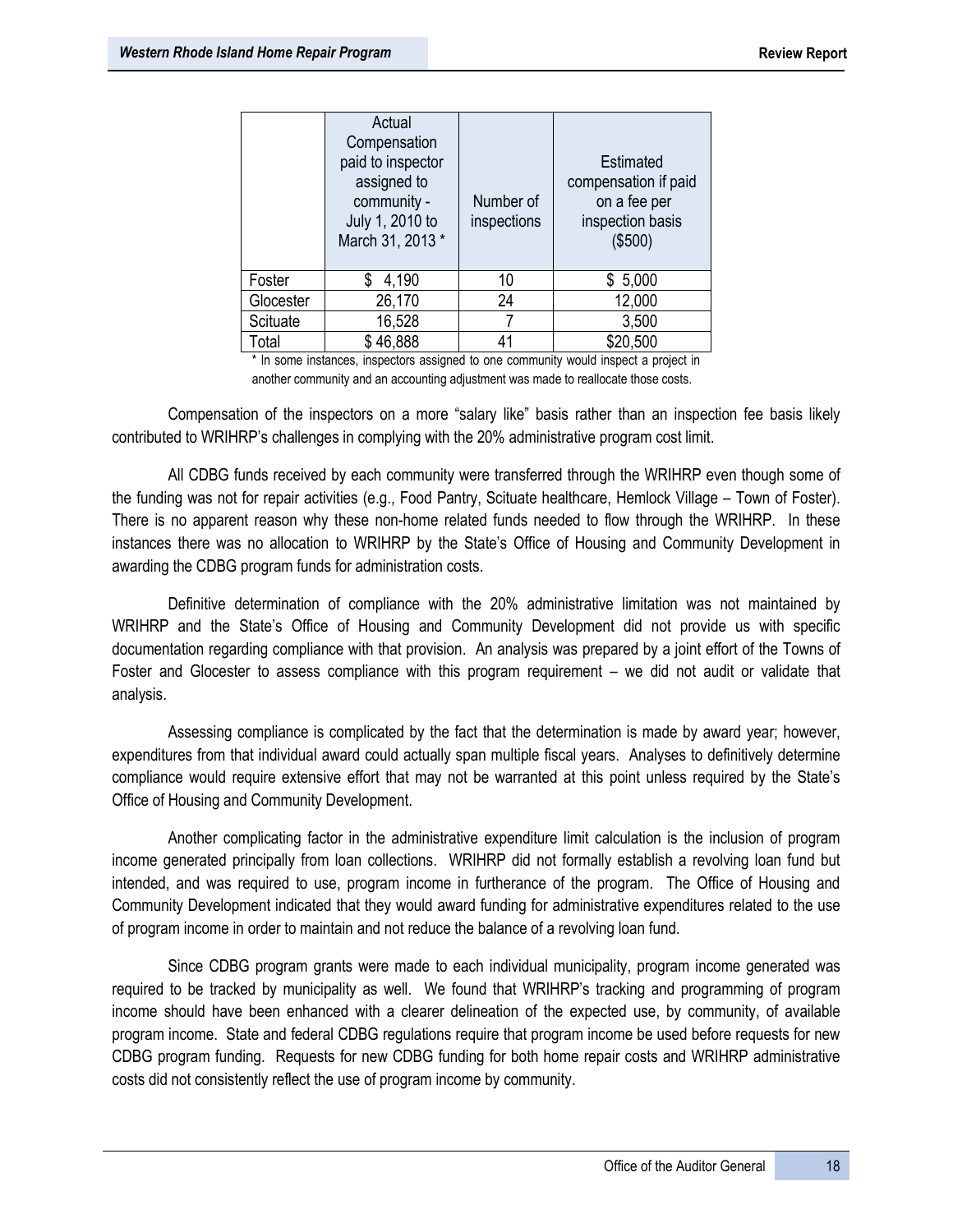| | Actual Compensation paid to inspector assigned to community - July 1, 2010 to March 31, 2013 * | Number of inspections | Estimated compensation if paid on a fee per inspection basis ($500) |
|---|---|---|---|
| Foster | $ 4,190 | 10 | $ 5,000 |
| Glocester | 26,170 | 24 | 12,000 |
| Scituate | 16,528 | 7 | 3,500 |
| Total | $ 46,888 | 41 | $20,500 |

* In some instances, inspectors assigned to one community would inspect a project in another community and an accounting adjustment was made to reallocate those costs.

Compensation of the inspectors on a more "salary like" basis rather than an inspection fee basis likely contributed to WRIHRP's challenges in complying with the 20% administrative program cost limit.

All CDBG funds received by each community were transferred through the WRIHRP even though some of the funding was not for repair activities (e.g., Food Pantry, Scituate healthcare, Hemlock Village – Town of Foster). There is no apparent reason why these non-home related funds needed to flow through the WRIHRP. In these instances there was no allocation to WRIHRP by the State's Office of Housing and Community Development in awarding the CDBG program funds for administration costs.

Definitive determination of compliance with the 20% administrative limitation was not maintained by WRIHRP and the State's Office of Housing and Community Development did not provide us with specific documentation regarding compliance with that provision. An analysis was prepared by a joint effort of the Towns of Foster and Glocester to assess compliance with this program requirement – we did not audit or validate that analysis.

Assessing compliance is complicated by the fact that the determination is made by award year; however, expenditures from that individual award could actually span multiple fiscal years. Analyses to definitively determine compliance would require extensive effort that may not be warranted at this point unless required by the State's Office of Housing and Community Development.

Another complicating factor in the administrative expenditure limit calculation is the inclusion of program income generated principally from loan collections. WRIHRP did not formally establish a revolving loan fund but intended, and was required to use, program income in furtherance of the program. The Office of Housing and Community Development indicated that they would award funding for administrative expenditures related to the use of program income in order to maintain and not reduce the balance of a revolving loan fund.

Since CDBG program grants were made to each individual municipality, program income generated was required to be tracked by municipality as well. We found that WRIHRP's tracking and programming of program income should have been enhanced with a clearer delineation of the expected use, by community, of available program income. State and federal CDBG regulations require that program income be used before requests for new CDBG program funding. Requests for new CDBG funding for both home repair costs and WRIHRP administrative costs did not consistently reflect the use of program income by community.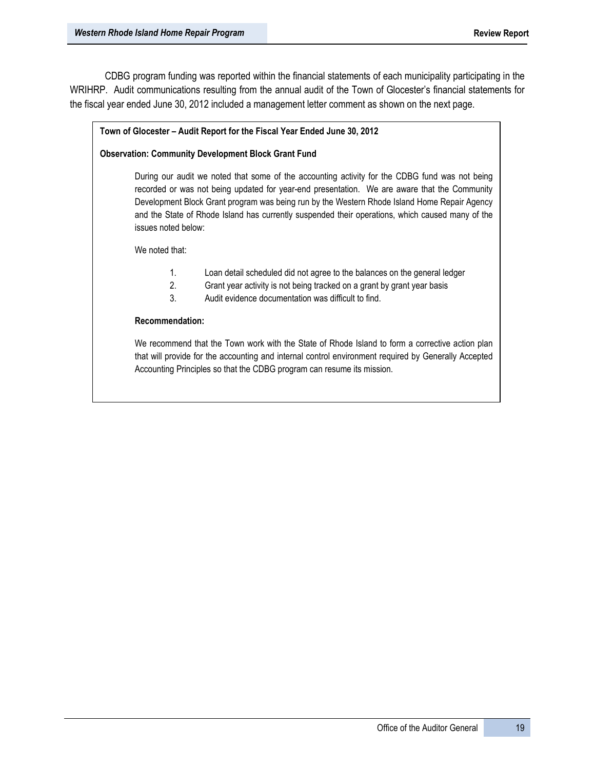CDBG program funding was reported within the financial statements of each municipality participating in the WRIHRP. Audit communications resulting from the annual audit of the Town of Glocester's financial statements for the fiscal year ended June 30, 2012 included a management letter comment as shown on the next page.

**Town of Glocester – Audit Report for the Fiscal Year Ended June 30, 2012**

**Observation: Community Development Block Grant Fund**

During our audit we noted that some of the accounting activity for the CDBG fund was not being recorded or was not being updated for year-end presentation. We are aware that the Community Development Block Grant program was being run by the Western Rhode Island Home Repair Agency and the State of Rhode Island has currently suspended their operations, which caused many of the issues noted below:

We noted that:

1. Loan detail scheduled did not agree to the balances on the general ledger
2. Grant year activity is not being tracked on a grant by grant year basis
3. Audit evidence documentation was difficult to find.

**Recommendation:**

We recommend that the Town work with the State of Rhode Island to form a corrective action plan that will provide for the accounting and internal control environment required by Generally Accepted Accounting Principles so that the CDBG program can resume its mission.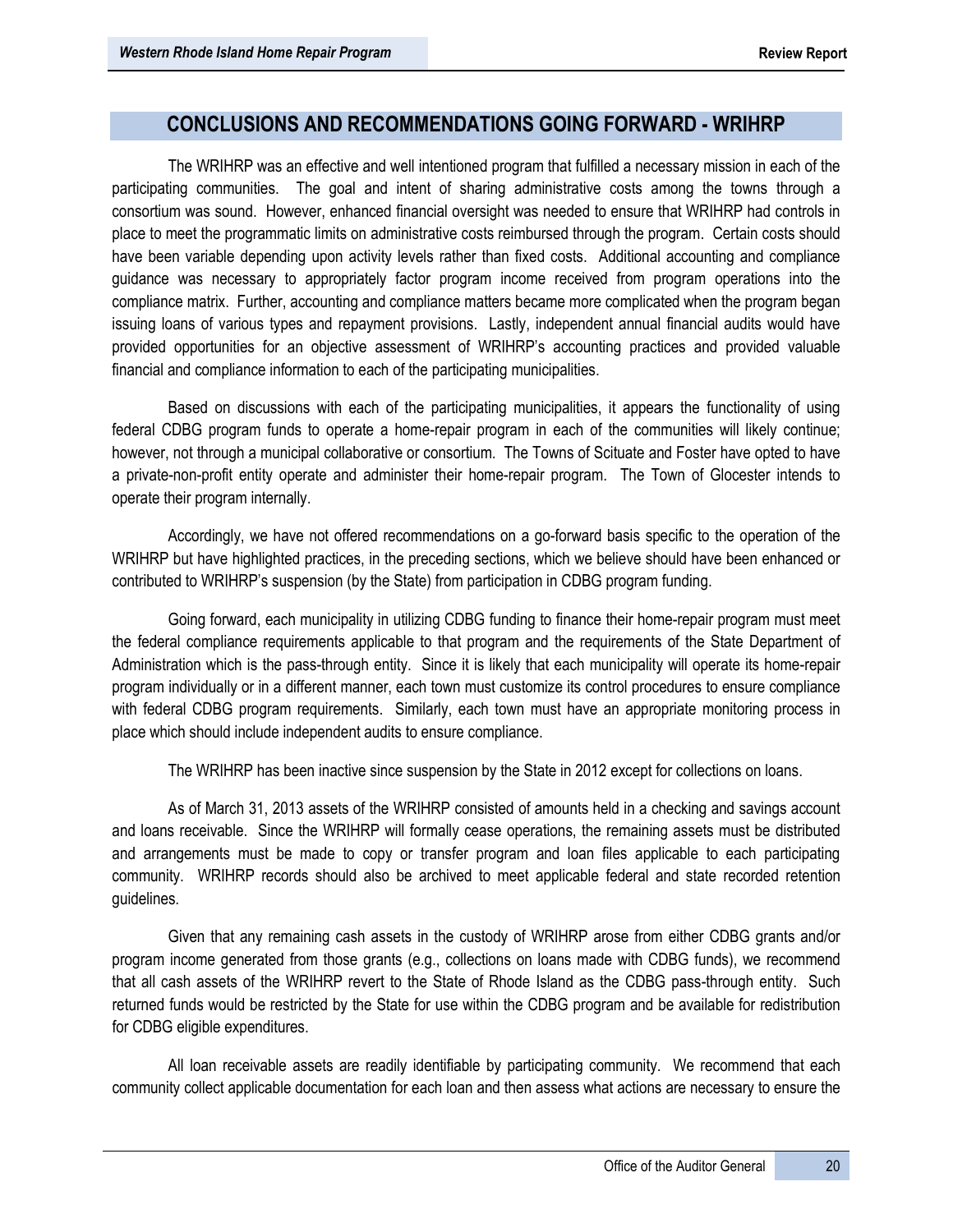## CONCLUSIONS AND RECOMMENDATIONS GOING FORWARD - WRIHRP

The WRIHRP was an effective and well intentioned program that fulfilled a necessary mission in each of the participating communities. The goal and intent of sharing administrative costs among the towns through a consortium was sound. However, enhanced financial oversight was needed to ensure that WRIHRP had controls in place to meet the programmatic limits on administrative costs reimbursed through the program. Certain costs should have been variable depending upon activity levels rather than fixed costs. Additional accounting and compliance guidance was necessary to appropriately factor program income received from program operations into the compliance matrix. Further, accounting and compliance matters became more complicated when the program began issuing loans of various types and repayment provisions. Lastly, independent annual financial audits would have provided opportunities for an objective assessment of WRIHRP's accounting practices and provided valuable financial and compliance information to each of the participating municipalities.

Based on discussions with each of the participating municipalities, it appears the functionality of using federal CDBG program funds to operate a home-repair program in each of the communities will likely continue; however, not through a municipal collaborative or consortium. The Towns of Scituate and Foster have opted to have a private-non-profit entity operate and administer their home-repair program. The Town of Glocester intends to operate their program internally.

Accordingly, we have not offered recommendations on a go-forward basis specific to the operation of the WRIHRP but have highlighted practices, in the preceding sections, which we believe should have been enhanced or contributed to WRIHRP's suspension (by the State) from participation in CDBG program funding.

Going forward, each municipality in utilizing CDBG funding to finance their home-repair program must meet the federal compliance requirements applicable to that program and the requirements of the State Department of Administration which is the pass-through entity. Since it is likely that each municipality will operate its home-repair program individually or in a different manner, each town must customize its control procedures to ensure compliance with federal CDBG program requirements. Similarly, each town must have an appropriate monitoring process in place which should include independent audits to ensure compliance.

The WRIHRP has been inactive since suspension by the State in 2012 except for collections on loans.

As of March 31, 2013 assets of the WRIHRP consisted of amounts held in a checking and savings account and loans receivable. Since the WRIHRP will formally cease operations, the remaining assets must be distributed and arrangements must be made to copy or transfer program and loan files applicable to each participating community. WRIHRP records should also be archived to meet applicable federal and state recorded retention guidelines.

Given that any remaining cash assets in the custody of WRIHRP arose from either CDBG grants and/or program income generated from those grants (e.g., collections on loans made with CDBG funds), we recommend that all cash assets of the WRIHRP revert to the State of Rhode Island as the CDBG pass-through entity. Such returned funds would be restricted by the State for use within the CDBG program and be available for redistribution for CDBG eligible expenditures.

All loan receivable assets are readily identifiable by participating community. We recommend that each community collect applicable documentation for each loan and then assess what actions are necessary to ensure the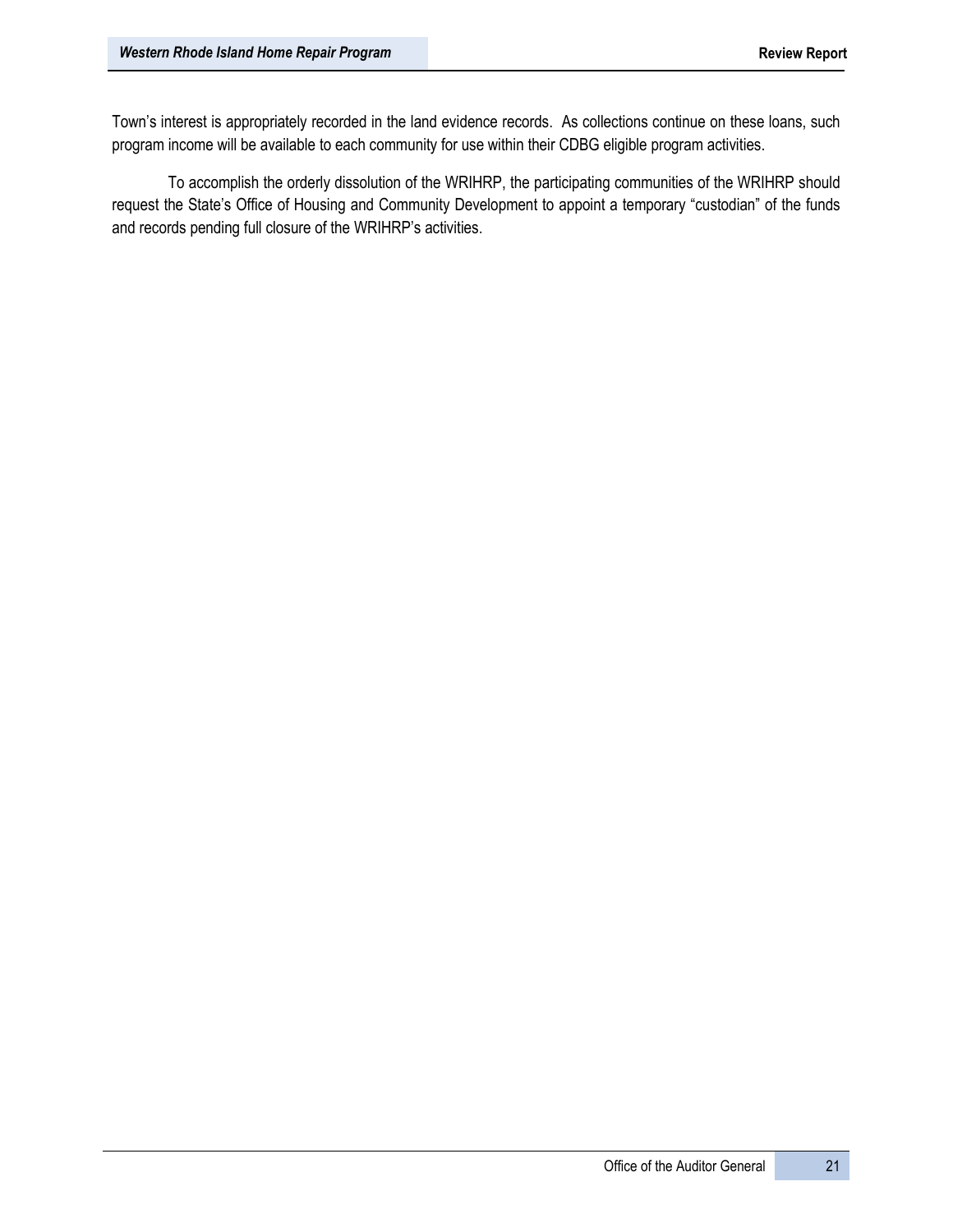Town's interest is appropriately recorded in the land evidence records. As collections continue on these loans, such program income will be available to each community for use within their CDBG eligible program activities.

To accomplish the orderly dissolution of the WRIHRP, the participating communities of the WRIHRP should request the State's Office of Housing and Community Development to appoint a temporary "custodian" of the funds and records pending full closure of the WRIHRP's activities.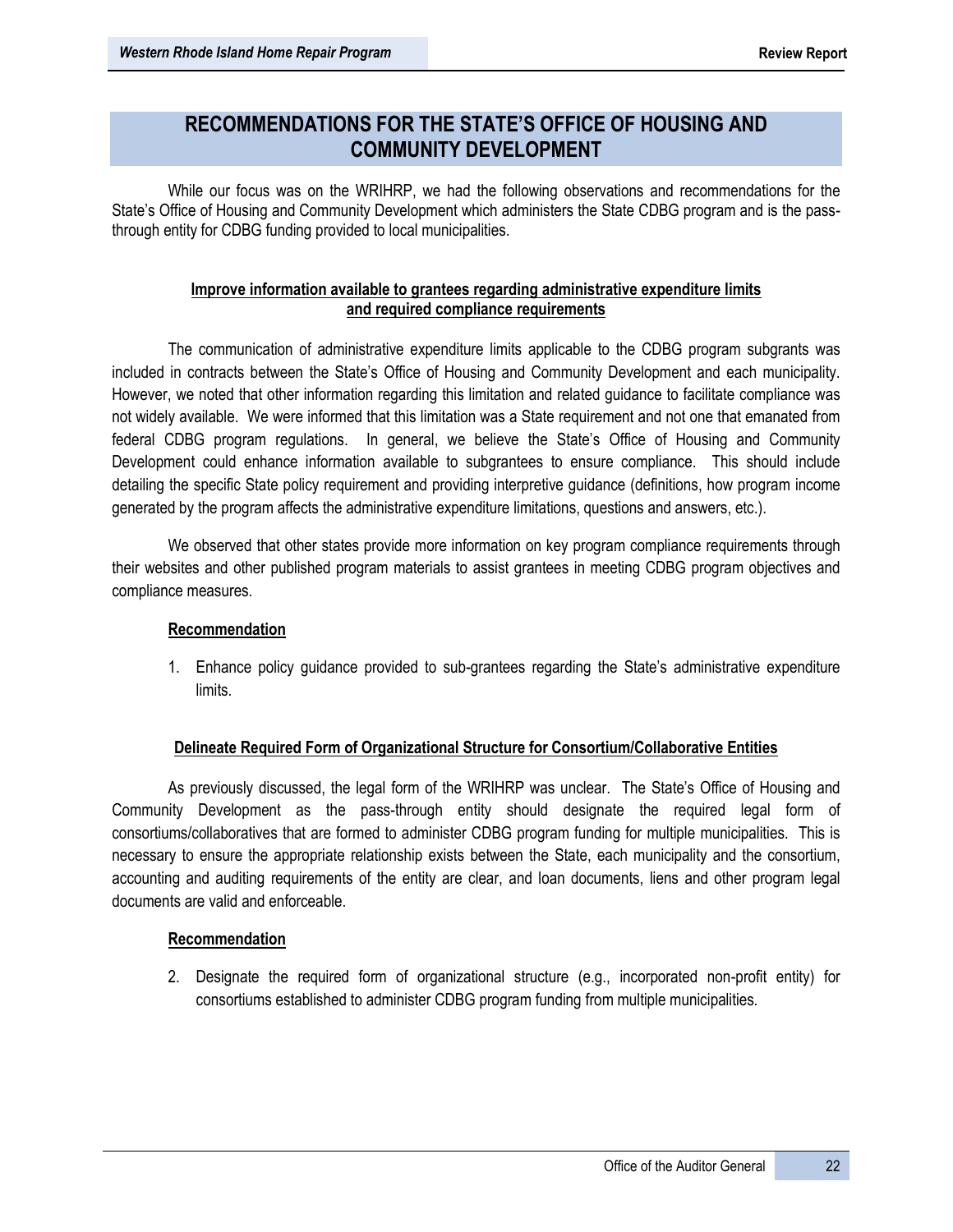## RECOMMENDATIONS FOR THE STATE'S OFFICE OF HOUSING AND COMMUNITY DEVELOPMENT

While our focus was on the WRIHRP, we had the following observations and recommendations for the State's Office of Housing and Community Development which administers the State CDBG program and is the pass-through entity for CDBG funding provided to local municipalities.

### Improve information available to grantees regarding administrative expenditure limits and required compliance requirements

The communication of administrative expenditure limits applicable to the CDBG program subgrants was included in contracts between the State's Office of Housing and Community Development and each municipality. However, we noted that other information regarding this limitation and related guidance to facilitate compliance was not widely available. We were informed that this limitation was a State requirement and not one that emanated from federal CDBG program regulations. In general, we believe the State's Office of Housing and Community Development could enhance information available to subgrantees to ensure compliance. This should include detailing the specific State policy requirement and providing interpretive guidance (definitions, how program income generated by the program affects the administrative expenditure limitations, questions and answers, etc.).

We observed that other states provide more information on key program compliance requirements through their websites and other published program materials to assist grantees in meeting CDBG program objectives and compliance measures.

**Recommendation**

1. Enhance policy guidance provided to sub-grantees regarding the State's administrative expenditure limits.

### Delineate Required Form of Organizational Structure for Consortium/Collaborative Entities

As previously discussed, the legal form of the WRIHRP was unclear. The State's Office of Housing and Community Development as the pass-through entity should designate the required legal form of consortiums/collaboratives that are formed to administer CDBG program funding for multiple municipalities. This is necessary to ensure the appropriate relationship exists between the State, each municipality and the consortium, accounting and auditing requirements of the entity are clear, and loan documents, liens and other program legal documents are valid and enforceable.

**Recommendation**

2. Designate the required form of organizational structure (e.g., incorporated non-profit entity) for consortiums established to administer CDBG program funding from multiple municipalities.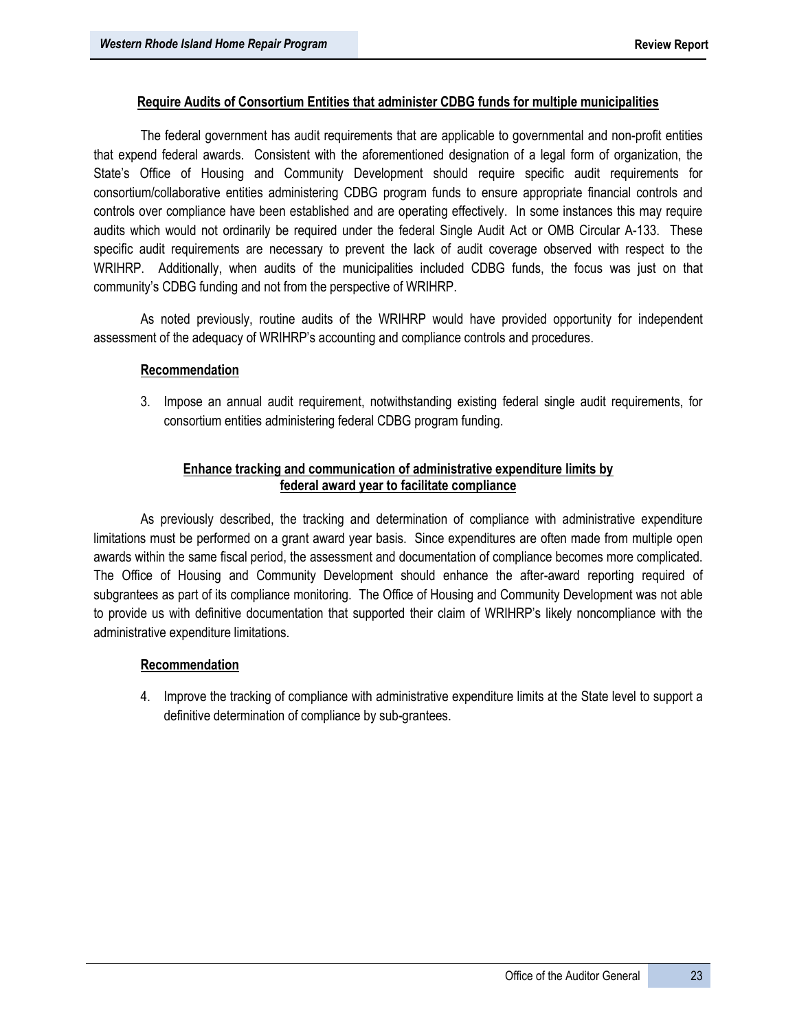**Require Audits of Consortium Entities that administer CDBG funds for multiple municipalities**

The federal government has audit requirements that are applicable to governmental and non-profit entities that expend federal awards. Consistent with the aforementioned designation of a legal form of organization, the State's Office of Housing and Community Development should require specific audit requirements for consortium/collaborative entities administering CDBG program funds to ensure appropriate financial controls and controls over compliance have been established and are operating effectively. In some instances this may require audits which would not ordinarily be required under the federal Single Audit Act or OMB Circular A-133. These specific audit requirements are necessary to prevent the lack of audit coverage observed with respect to the WRIHRP. Additionally, when audits of the municipalities included CDBG funds, the focus was just on that community's CDBG funding and not from the perspective of WRIHRP.

As noted previously, routine audits of the WRIHRP would have provided opportunity for independent assessment of the adequacy of WRIHRP's accounting and compliance controls and procedures.

**Recommendation**

3. Impose an annual audit requirement, notwithstanding existing federal single audit requirements, for consortium entities administering federal CDBG program funding.

**Enhance tracking and communication of administrative expenditure limits by federal award year to facilitate compliance**

As previously described, the tracking and determination of compliance with administrative expenditure limitations must be performed on a grant award year basis. Since expenditures are often made from multiple open awards within the same fiscal period, the assessment and documentation of compliance becomes more complicated. The Office of Housing and Community Development should enhance the after-award reporting required of subgrantees as part of its compliance monitoring. The Office of Housing and Community Development was not able to provide us with definitive documentation that supported their claim of WRIHRP's likely noncompliance with the administrative expenditure limitations.

**Recommendation**

4. Improve the tracking of compliance with administrative expenditure limits at the State level to support a definitive determination of compliance by sub-grantees.